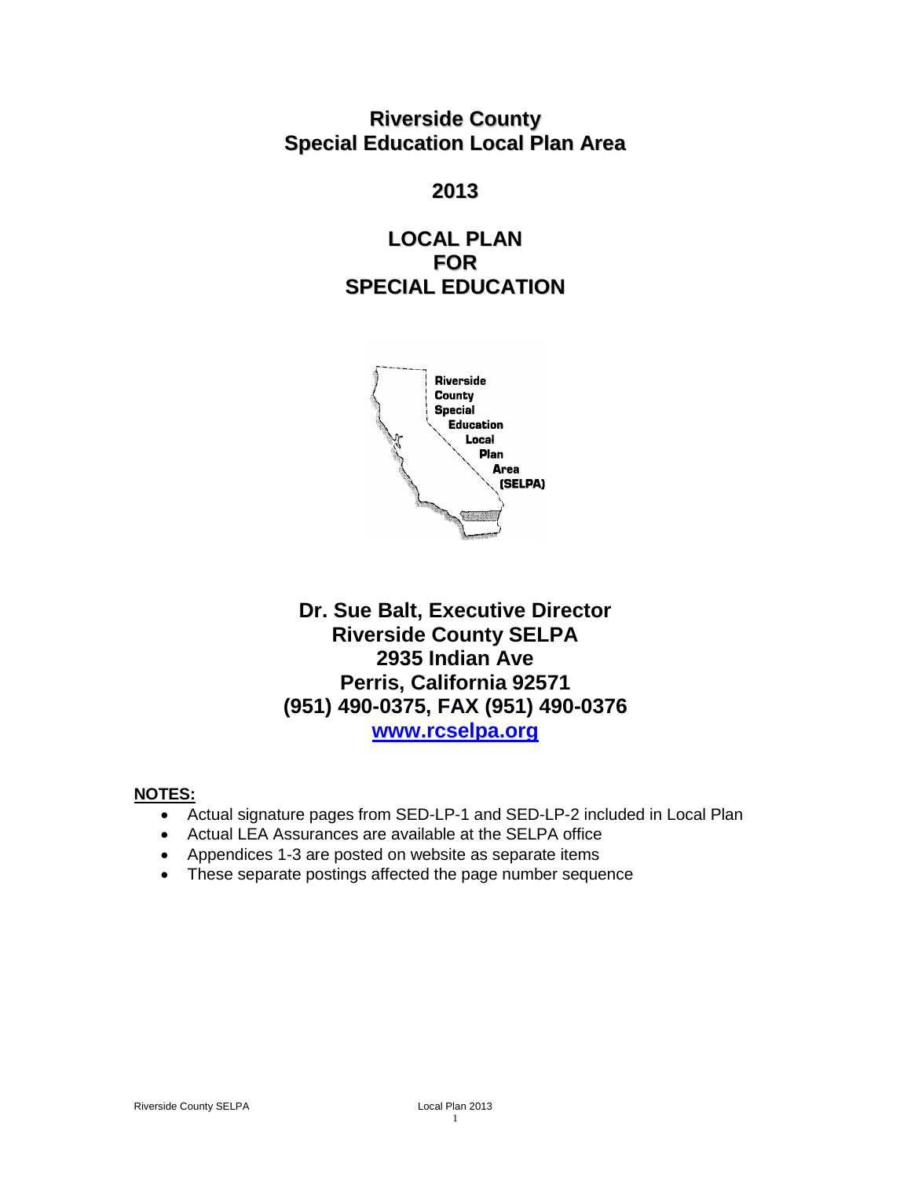# Riverside County
# Special Education Local Plan Area

## 2013

## LOCAL PLAN
## FOR
## SPECIAL EDUCATION

Riverside County Special Education Local Plan Area (SELPA)

**Dr. Sue Balt, Executive Director**
**Riverside County SELPA**
**2935 Indian Ave**
**Perris, California 92571**
**(951) 490-0375, FAX (951) 490-0376**
**www.rcselpa.org**

**NOTES:**

- Actual signature pages from SED-LP-1 and SED-LP-2 included in Local Plan
- Actual LEA Assurances are available at the SELPA office
- Appendices 1-3 are posted on website as separate items
- These separate postings affected the page number sequence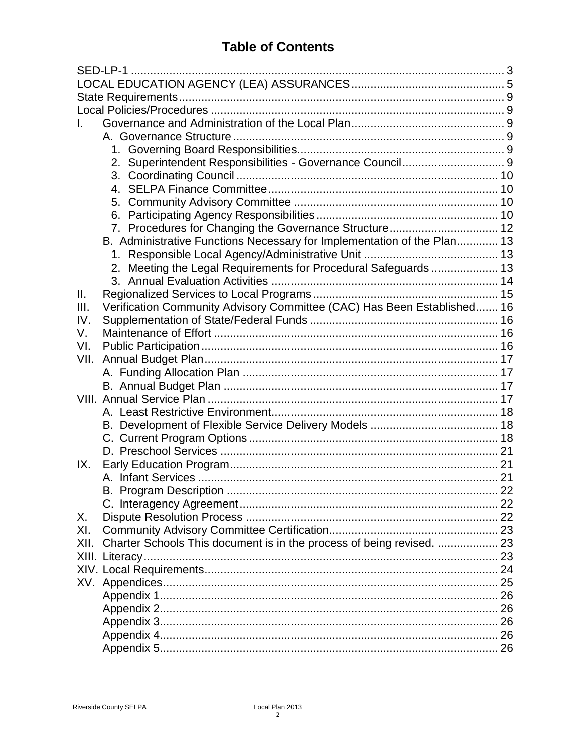# Table of Contents

| | | |
|---|---|---|
| SED-LP-1 | | 3 |
| LOCAL EDUCATION AGENCY (LEA) ASSURANCES | | 5 |
| State Requirements | | 9 |
| Local Policies/Procedures | | 9 |
| I. | Governance and Administration of the Local Plan | 9 |
| | A. Governance Structure | 9 |
| | 1. Governing Board Responsibilities | 9 |
| | 2. Superintendent Responsibilities - Governance Council | 9 |
| | 3. Coordinating Council | 10 |
| | 4. SELPA Finance Committee | 10 |
| | 5. Community Advisory Committee | 10 |
| | 6. Participating Agency Responsibilities | 10 |
| | 7. Procedures for Changing the Governance Structure | 12 |
| | B. Administrative Functions Necessary for Implementation of the Plan | 13 |
| | 1. Responsible Local Agency/Administrative Unit | 13 |
| | 2. Meeting the Legal Requirements for Procedural Safeguards | 13 |
| | 3. Annual Evaluation Activities | 14 |
| II. | Regionalized Services to Local Programs | 15 |
| III. | Verification Community Advisory Committee (CAC) Has Been Established | 16 |
| IV. | Supplementation of State/Federal Funds | 16 |
| V. | Maintenance of Effort | 16 |
| VI. | Public Participation | 16 |
| VII. | Annual Budget Plan | 17 |
| | A. Funding Allocation Plan | 17 |
| | B. Annual Budget Plan | 17 |
| VIII. | Annual Service Plan | 17 |
| | A. Least Restrictive Environment | 18 |
| | B. Development of Flexible Service Delivery Models | 18 |
| | C. Current Program Options | 18 |
| | D. Preschool Services | 21 |
| IX. | Early Education Program | 21 |
| | A. Infant Services | 21 |
| | B. Program Description | 22 |
| | C. Interagency Agreement | 22 |
| X. | Dispute Resolution Process | 22 |
| XI. | Community Advisory Committee Certification | 23 |
| XII. | Charter Schools This document is in the process of being revised. | 23 |
| XIII. | Literacy | 23 |
| XIV. | Local Requirements | 24 |
| XV. | Appendices | 25 |
| | Appendix 1 | 26 |
| | Appendix 2 | 26 |
| | Appendix 3 | 26 |
| | Appendix 4 | 26 |
| | Appendix 5 | 26 |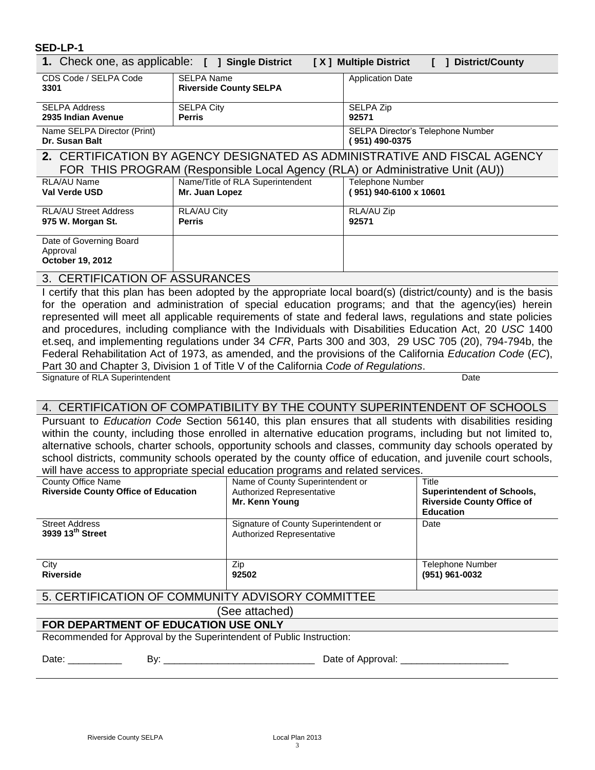**SED-LP-1**

**1.** Check one, as applicable: **[ ] Single District** **[ X ] Multiple District** **[ ] District/County**

| CDS Code / SELPA Code | SELPA Name | Application Date |
|---|---|---|
| **3301** | **Riverside County SELPA** | |
| SELPA Address **2935 Indian Avenue** | SELPA City **Perris** | SELPA Zip **92571** |
| Name SELPA Director (Print) **Dr. Susan Balt** | | SELPA Director's Telephone Number **( 951) 490-0375** |

## 2. CERTIFICATION BY AGENCY DESIGNATED AS ADMINISTRATIVE AND FISCAL AGENCY FOR THIS PROGRAM (Responsible Local Agency (RLA) or Administrative Unit (AU))

| RLA/AU Name | Name/Title of RLA Superintendent | Telephone Number |
|---|---|---|
| **Val Verde USD** | **Mr. Juan Lopez** | **( 951) 940-6100 x 10601** |
| RLA/AU Street Address **975 W. Morgan St.** | RLA/AU City **Perris** | RLA/AU Zip **92571** |
| Date of Governing Board Approval **October 19, 2012** | | |

## 3. CERTIFICATION OF ASSURANCES

I certify that this plan has been adopted by the appropriate local board(s) (district/county) and is the basis for the operation and administration of special education programs; and that the agency(ies) herein represented will meet all applicable requirements of state and federal laws, regulations and state policies and procedures, including compliance with the Individuals with Disabilities Education Act, 20 *USC* 1400 et.seq, and implementing regulations under 34 *CFR*, Parts 300 and 303, 29 USC 705 (20), 794-794b, the Federal Rehabilitation Act of 1973, as amended, and the provisions of the California *Education Code* (*EC*), Part 30 and Chapter 3, Division 1 of Title V of the California *Code of Regulations*.

Signature of RLA Superintendent ______________________ Date ____________

## 4. CERTIFICATION OF COMPATIBILITY BY THE COUNTY SUPERINTENDENT OF SCHOOLS

Pursuant to *Education Code* Section 56140, this plan ensures that all students with disabilities residing within the county, including those enrolled in alternative education programs, including but not limited to, alternative schools, charter schools, opportunity schools and classes, community day schools operated by school districts, community schools operated by the county office of education, and juvenile court schools, will have access to appropriate special education programs and related services.

| County Office Name | Name of County Superintendent or Authorized Representative | Title |
|---|---|---|
| **Riverside County Office of Education** | **Mr. Kenn Young** | **Superintendent of Schools, Riverside County Office of Education** |
| Street Address **3939 13th Street** | Signature of County Superintendent or Authorized Representative | Date |
| City **Riverside** | Zip **92502** | Telephone Number **(951) 961-0032** |

## 5. CERTIFICATION OF COMMUNITY ADVISORY COMMITTEE

(See attached)

**FOR DEPARTMENT OF EDUCATION USE ONLY**

Recommended for Approval by the Superintendent of Public Instruction:

Date: __________ By: ____________________________ Date of Approval: ____________________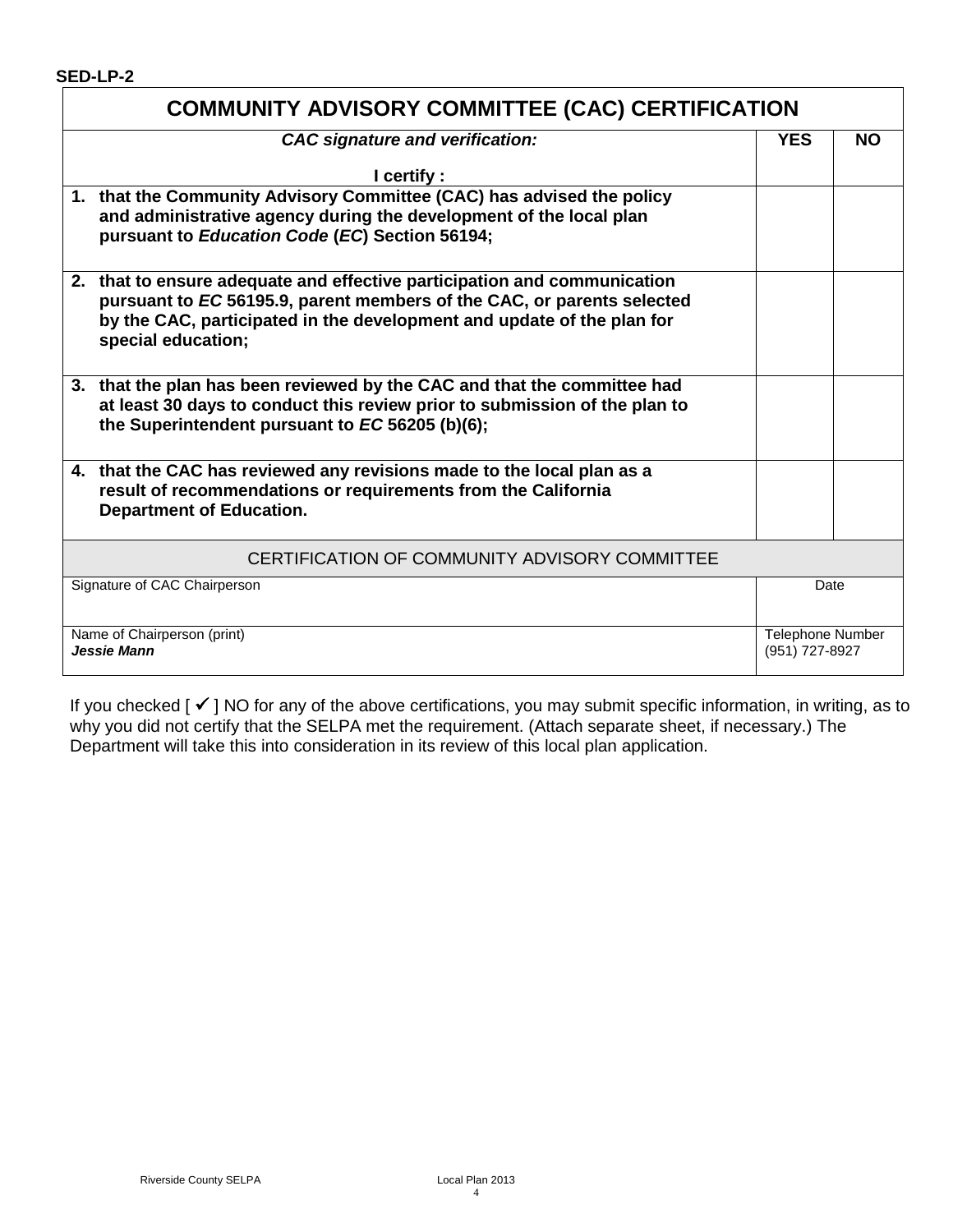**SED-LP-2**

| COMMUNITY ADVISORY COMMITTEE (CAC) CERTIFICATION | | |
|---|---|---|
| ***CAC signature and verification:***<br><br>**I certify :** | **YES** | **NO** |
| **1. that the Community Advisory Committee (CAC) has advised the policy and administrative agency during the development of the local plan pursuant to *Education Code* (*EC*) Section 56194;** | | |
| **2. that to ensure adequate and effective participation and communication pursuant to *EC* 56195.9, parent members of the CAC, or parents selected by the CAC, participated in the development and update of the plan for special education;** | | |
| **3. that the plan has been reviewed by the CAC and that the committee had at least 30 days to conduct this review prior to submission of the plan to the Superintendent pursuant to *EC* 56205 (b)(6);** | | |
| **4. that the CAC has reviewed any revisions made to the local plan as a result of recommendations or requirements from the California Department of Education.** | | |

| CERTIFICATION OF COMMUNITY ADVISORY COMMITTEE | |
|---|---|
| Signature of CAC Chairperson | Date |
| Name of Chairperson (print)<br>***Jessie Mann*** | Telephone Number<br>(951) 727-8927 |

If you checked [ ✔ ] NO for any of the above certifications, you may submit specific information, in writing, as to why you did not certify that the SELPA met the requirement. (Attach separate sheet, if necessary.) The Department will take this into consideration in its review of this local plan application.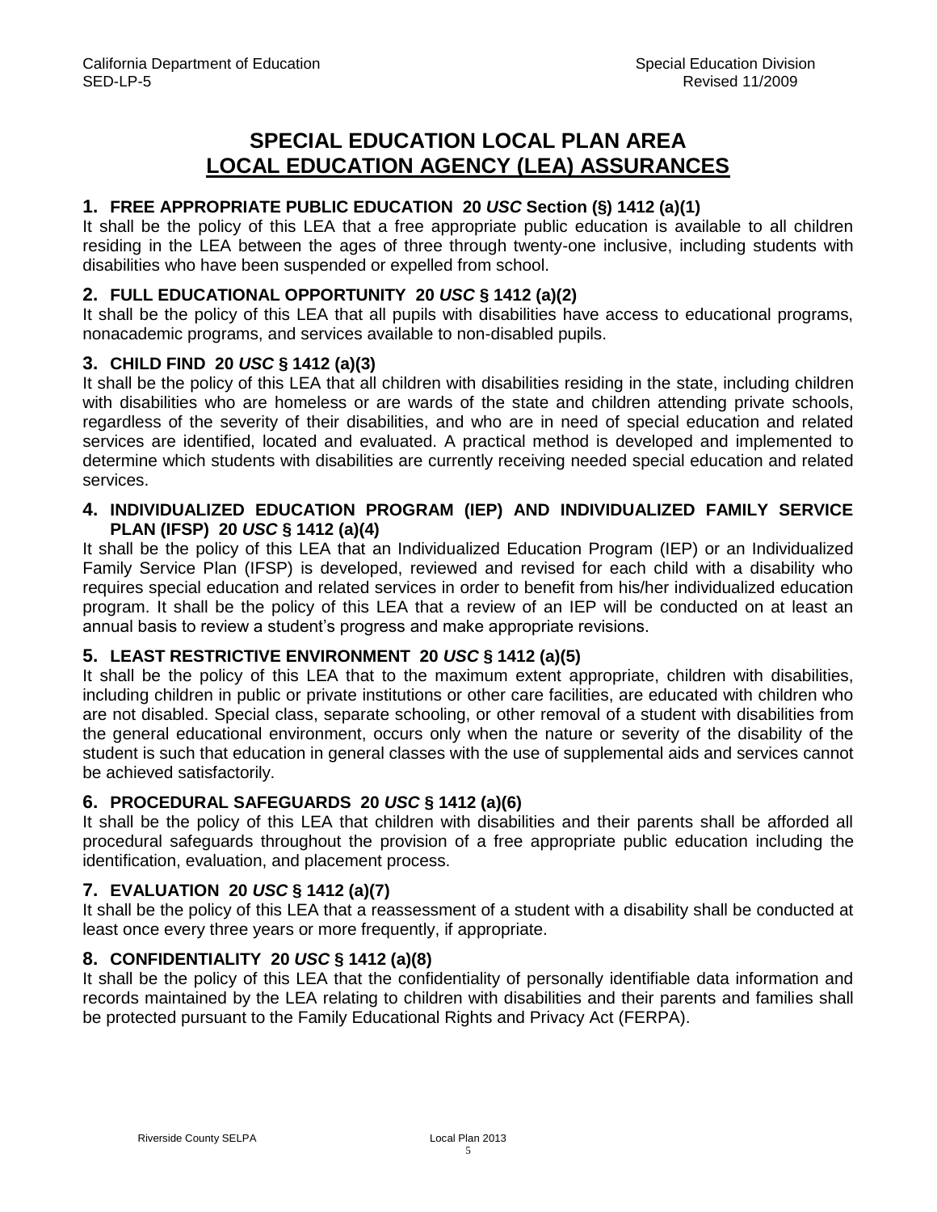# SPECIAL EDUCATION LOCAL PLAN AREA
## LOCAL EDUCATION AGENCY (LEA) ASSURANCES

### 1. FREE APPROPRIATE PUBLIC EDUCATION 20 *USC* Section (§) 1412 (a)(1)

It shall be the policy of this LEA that a free appropriate public education is available to all children residing in the LEA between the ages of three through twenty-one inclusive, including students with disabilities who have been suspended or expelled from school.

### 2. FULL EDUCATIONAL OPPORTUNITY 20 *USC* § 1412 (a)(2)

It shall be the policy of this LEA that all pupils with disabilities have access to educational programs, nonacademic programs, and services available to non-disabled pupils.

### 3. CHILD FIND 20 *USC* § 1412 (a)(3)

It shall be the policy of this LEA that all children with disabilities residing in the state, including children with disabilities who are homeless or are wards of the state and children attending private schools, regardless of the severity of their disabilities, and who are in need of special education and related services are identified, located and evaluated. A practical method is developed and implemented to determine which students with disabilities are currently receiving needed special education and related services.

### 4. INDIVIDUALIZED EDUCATION PROGRAM (IEP) AND INDIVIDUALIZED FAMILY SERVICE PLAN (IFSP) 20 *USC* § 1412 (a)(4)

It shall be the policy of this LEA that an Individualized Education Program (IEP) or an Individualized Family Service Plan (IFSP) is developed, reviewed and revised for each child with a disability who requires special education and related services in order to benefit from his/her individualized education program. It shall be the policy of this LEA that a review of an IEP will be conducted on at least an annual basis to review a student's progress and make appropriate revisions.

### 5. LEAST RESTRICTIVE ENVIRONMENT 20 *USC* § 1412 (a)(5)

It shall be the policy of this LEA that to the maximum extent appropriate, children with disabilities, including children in public or private institutions or other care facilities, are educated with children who are not disabled. Special class, separate schooling, or other removal of a student with disabilities from the general educational environment, occurs only when the nature or severity of the disability of the student is such that education in general classes with the use of supplemental aids and services cannot be achieved satisfactorily.

### 6. PROCEDURAL SAFEGUARDS 20 *USC* § 1412 (a)(6)

It shall be the policy of this LEA that children with disabilities and their parents shall be afforded all procedural safeguards throughout the provision of a free appropriate public education including the identification, evaluation, and placement process.

### 7. EVALUATION 20 *USC* § 1412 (a)(7)

It shall be the policy of this LEA that a reassessment of a student with a disability shall be conducted at least once every three years or more frequently, if appropriate.

### 8. CONFIDENTIALITY 20 *USC* § 1412 (a)(8)

It shall be the policy of this LEA that the confidentiality of personally identifiable data information and records maintained by the LEA relating to children with disabilities and their parents and families shall be protected pursuant to the Family Educational Rights and Privacy Act (FERPA).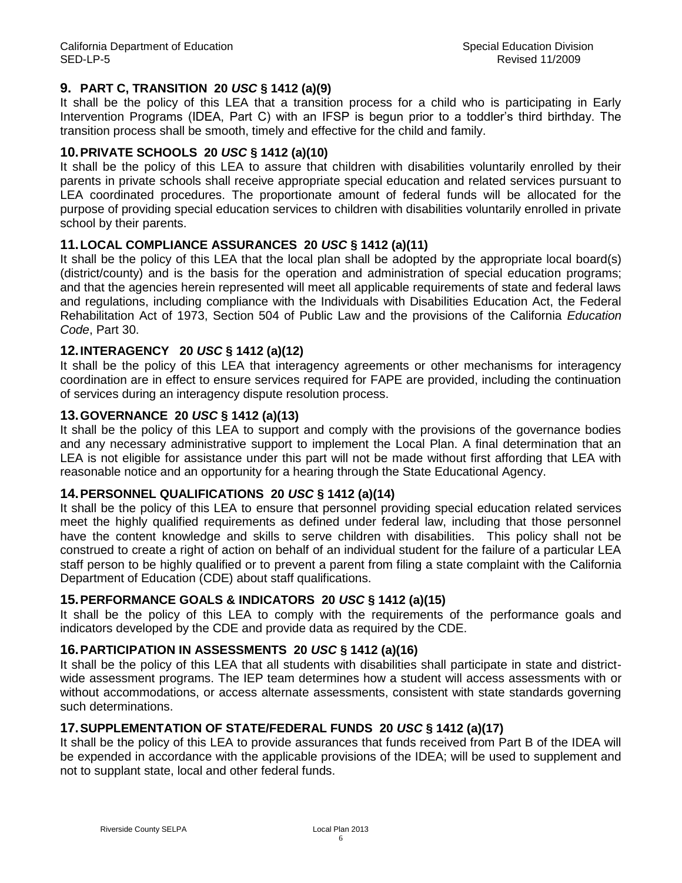## 9. PART C, TRANSITION 20 *USC* § 1412 (a)(9)

It shall be the policy of this LEA that a transition process for a child who is participating in Early Intervention Programs (IDEA, Part C) with an IFSP is begun prior to a toddler's third birthday. The transition process shall be smooth, timely and effective for the child and family.

## 10. PRIVATE SCHOOLS 20 *USC* § 1412 (a)(10)

It shall be the policy of this LEA to assure that children with disabilities voluntarily enrolled by their parents in private schools shall receive appropriate special education and related services pursuant to LEA coordinated procedures. The proportionate amount of federal funds will be allocated for the purpose of providing special education services to children with disabilities voluntarily enrolled in private school by their parents.

## 11. LOCAL COMPLIANCE ASSURANCES 20 *USC* § 1412 (a)(11)

It shall be the policy of this LEA that the local plan shall be adopted by the appropriate local board(s) (district/county) and is the basis for the operation and administration of special education programs; and that the agencies herein represented will meet all applicable requirements of state and federal laws and regulations, including compliance with the Individuals with Disabilities Education Act, the Federal Rehabilitation Act of 1973, Section 504 of Public Law and the provisions of the California *Education Code*, Part 30.

## 12. INTERAGENCY 20 *USC* § 1412 (a)(12)

It shall be the policy of this LEA that interagency agreements or other mechanisms for interagency coordination are in effect to ensure services required for FAPE are provided, including the continuation of services during an interagency dispute resolution process.

## 13. GOVERNANCE 20 *USC* § 1412 (a)(13)

It shall be the policy of this LEA to support and comply with the provisions of the governance bodies and any necessary administrative support to implement the Local Plan. A final determination that an LEA is not eligible for assistance under this part will not be made without first affording that LEA with reasonable notice and an opportunity for a hearing through the State Educational Agency.

## 14. PERSONNEL QUALIFICATIONS 20 *USC* § 1412 (a)(14)

It shall be the policy of this LEA to ensure that personnel providing special education related services meet the highly qualified requirements as defined under federal law, including that those personnel have the content knowledge and skills to serve children with disabilities. This policy shall not be construed to create a right of action on behalf of an individual student for the failure of a particular LEA staff person to be highly qualified or to prevent a parent from filing a state complaint with the California Department of Education (CDE) about staff qualifications.

## 15. PERFORMANCE GOALS & INDICATORS 20 *USC* § 1412 (a)(15)

It shall be the policy of this LEA to comply with the requirements of the performance goals and indicators developed by the CDE and provide data as required by the CDE.

## 16. PARTICIPATION IN ASSESSMENTS 20 *USC* § 1412 (a)(16)

It shall be the policy of this LEA that all students with disabilities shall participate in state and district-wide assessment programs. The IEP team determines how a student will access assessments with or without accommodations, or access alternate assessments, consistent with state standards governing such determinations.

## 17. SUPPLEMENTATION OF STATE/FEDERAL FUNDS 20 *USC* § 1412 (a)(17)

It shall be the policy of this LEA to provide assurances that funds received from Part B of the IDEA will be expended in accordance with the applicable provisions of the IDEA; will be used to supplement and not to supplant state, local and other federal funds.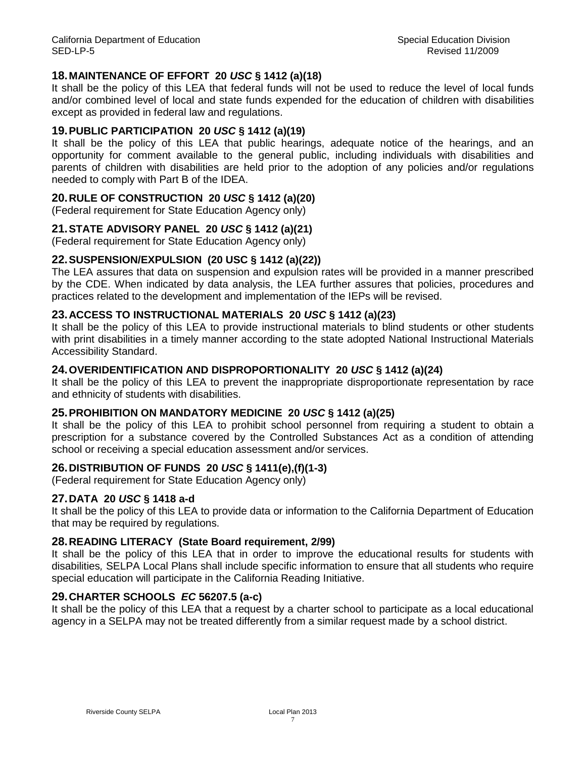### 18. MAINTENANCE OF EFFORT 20 *USC* § 1412 (a)(18)

It shall be the policy of this LEA that federal funds will not be used to reduce the level of local funds and/or combined level of local and state funds expended for the education of children with disabilities except as provided in federal law and regulations.

### 19. PUBLIC PARTICIPATION 20 *USC* § 1412 (a)(19)

It shall be the policy of this LEA that public hearings, adequate notice of the hearings, and an opportunity for comment available to the general public, including individuals with disabilities and parents of children with disabilities are held prior to the adoption of any policies and/or regulations needed to comply with Part B of the IDEA.

### 20. RULE OF CONSTRUCTION 20 *USC* § 1412 (a)(20)

(Federal requirement for State Education Agency only)

### 21. STATE ADVISORY PANEL 20 *USC* § 1412 (a)(21)

(Federal requirement for State Education Agency only)

### 22. SUSPENSION/EXPULSION (20 USC § 1412 (a)(22))

The LEA assures that data on suspension and expulsion rates will be provided in a manner prescribed by the CDE. When indicated by data analysis, the LEA further assures that policies, procedures and practices related to the development and implementation of the IEPs will be revised.

### 23. ACCESS TO INSTRUCTIONAL MATERIALS 20 *USC* § 1412 (a)(23)

It shall be the policy of this LEA to provide instructional materials to blind students or other students with print disabilities in a timely manner according to the state adopted National Instructional Materials Accessibility Standard.

### 24. OVERIDENTIFICATION AND DISPROPORTIONALITY 20 *USC* § 1412 (a)(24)

It shall be the policy of this LEA to prevent the inappropriate disproportionate representation by race and ethnicity of students with disabilities.

### 25. PROHIBITION ON MANDATORY MEDICINE 20 *USC* § 1412 (a)(25)

It shall be the policy of this LEA to prohibit school personnel from requiring a student to obtain a prescription for a substance covered by the Controlled Substances Act as a condition of attending school or receiving a special education assessment and/or services.

### 26. DISTRIBUTION OF FUNDS 20 *USC* § 1411(e),(f)(1-3)

(Federal requirement for State Education Agency only)

### 27. DATA 20 *USC* § 1418 a-d

It shall be the policy of this LEA to provide data or information to the California Department of Education that may be required by regulations.

### 28. READING LITERACY (State Board requirement, 2/99)

It shall be the policy of this LEA that in order to improve the educational results for students with disabilities*,* SELPA Local Plans shall include specific information to ensure that all students who require special education will participate in the California Reading Initiative.

### 29. CHARTER SCHOOLS *EC* 56207.5 (a-c)

It shall be the policy of this LEA that a request by a charter school to participate as a local educational agency in a SELPA may not be treated differently from a similar request made by a school district.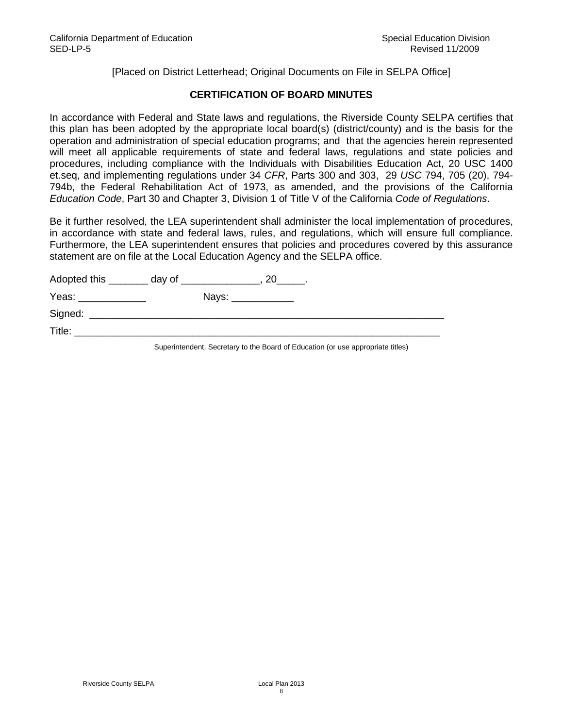[Placed on District Letterhead; Original Documents on File in SELPA Office]

**CERTIFICATION OF BOARD MINUTES**

In accordance with Federal and State laws and regulations, the Riverside County SELPA certifies that this plan has been adopted by the appropriate local board(s) (district/county) and is the basis for the operation and administration of special education programs; and that the agencies herein represented will meet all applicable requirements of state and federal laws, regulations and state policies and procedures, including compliance with the Individuals with Disabilities Education Act, 20 USC 1400 et.seq, and implementing regulations under 34 *CFR*, Parts 300 and 303, 29 *USC* 794, 705 (20), 794-794b, the Federal Rehabilitation Act of 1973, as amended, and the provisions of the California *Education Code*, Part 30 and Chapter 3, Division 1 of Title V of the California *Code of Regulations*.

Be it further resolved, the LEA superintendent shall administer the local implementation of procedures, in accordance with state and federal laws, rules, and regulations, which will ensure full compliance. Furthermore, the LEA superintendent ensures that policies and procedures covered by this assurance statement are on file at the Local Education Agency and the SELPA office.

Adopted this _______ day of ______________, 20_____.

Yeas: ____________ Nays: ___________

Signed: _______________________________________________________________

Title: _________________________________________________________________

Superintendent, Secretary to the Board of Education (or use appropriate titles)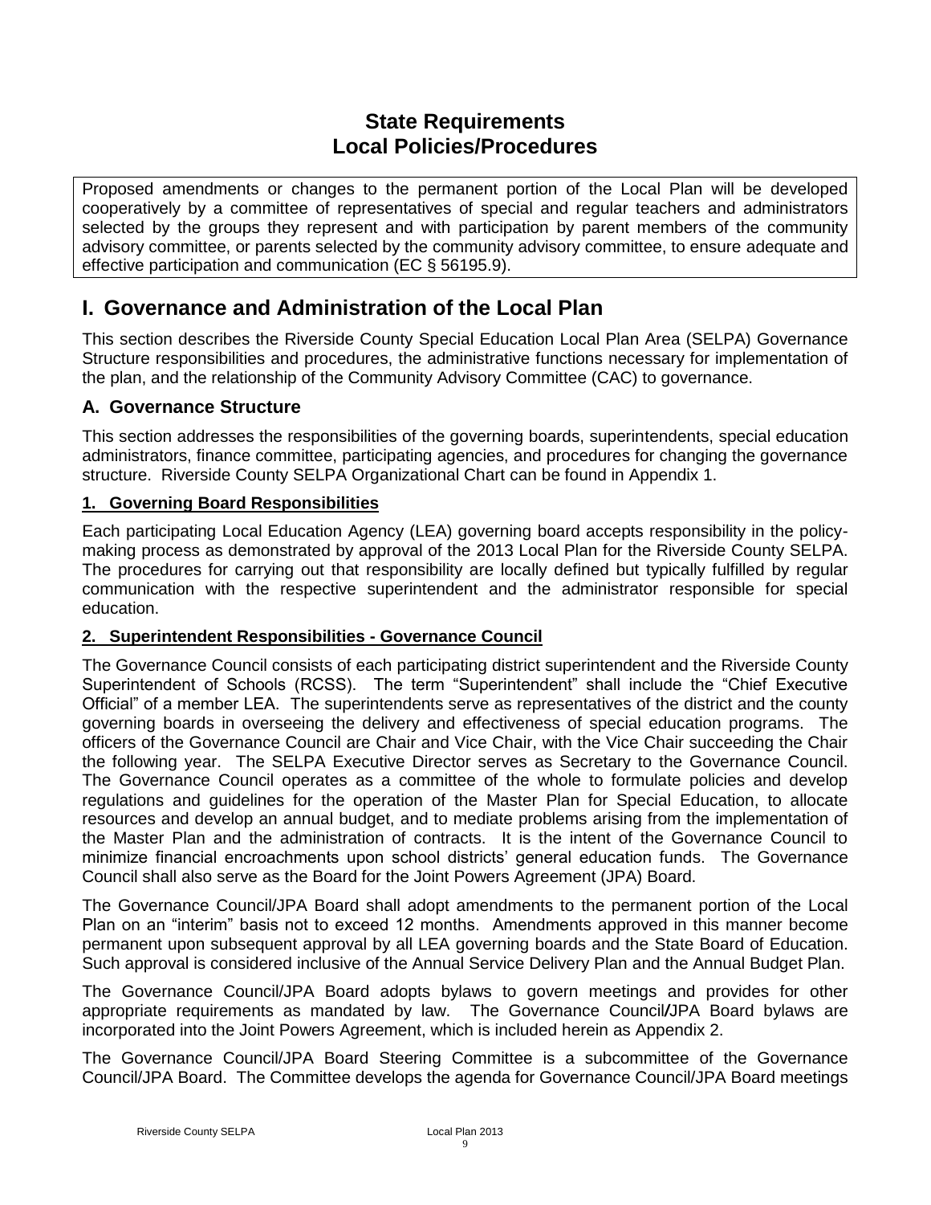# State Requirements
# Local Policies/Procedures

Proposed amendments or changes to the permanent portion of the Local Plan will be developed cooperatively by a committee of representatives of special and regular teachers and administrators selected by the groups they represent and with participation by parent members of the community advisory committee, or parents selected by the community advisory committee, to ensure adequate and effective participation and communication (EC § 56195.9).

## I. Governance and Administration of the Local Plan

This section describes the Riverside County Special Education Local Plan Area (SELPA) Governance Structure responsibilities and procedures, the administrative functions necessary for implementation of the plan, and the relationship of the Community Advisory Committee (CAC) to governance.

### A. Governance Structure

This section addresses the responsibilities of the governing boards, superintendents, special education administrators, finance committee, participating agencies, and procedures for changing the governance structure. Riverside County SELPA Organizational Chart can be found in Appendix 1.

#### 1. Governing Board Responsibilities

Each participating Local Education Agency (LEA) governing board accepts responsibility in the policy-making process as demonstrated by approval of the 2013 Local Plan for the Riverside County SELPA. The procedures for carrying out that responsibility are locally defined but typically fulfilled by regular communication with the respective superintendent and the administrator responsible for special education.

#### 2. Superintendent Responsibilities - Governance Council

The Governance Council consists of each participating district superintendent and the Riverside County Superintendent of Schools (RCSS). The term "Superintendent" shall include the "Chief Executive Official" of a member LEA. The superintendents serve as representatives of the district and the county governing boards in overseeing the delivery and effectiveness of special education programs. The officers of the Governance Council are Chair and Vice Chair, with the Vice Chair succeeding the Chair the following year. The SELPA Executive Director serves as Secretary to the Governance Council. The Governance Council operates as a committee of the whole to formulate policies and develop regulations and guidelines for the operation of the Master Plan for Special Education, to allocate resources and develop an annual budget, and to mediate problems arising from the implementation of the Master Plan and the administration of contracts. It is the intent of the Governance Council to minimize financial encroachments upon school districts' general education funds. The Governance Council shall also serve as the Board for the Joint Powers Agreement (JPA) Board.

The Governance Council/JPA Board shall adopt amendments to the permanent portion of the Local Plan on an "interim" basis not to exceed 12 months. Amendments approved in this manner become permanent upon subsequent approval by all LEA governing boards and the State Board of Education. Such approval is considered inclusive of the Annual Service Delivery Plan and the Annual Budget Plan.

The Governance Council/JPA Board adopts bylaws to govern meetings and provides for other appropriate requirements as mandated by law. The Governance Council/JPA Board bylaws are incorporated into the Joint Powers Agreement, which is included herein as Appendix 2.

The Governance Council/JPA Board Steering Committee is a subcommittee of the Governance Council/JPA Board. The Committee develops the agenda for Governance Council/JPA Board meetings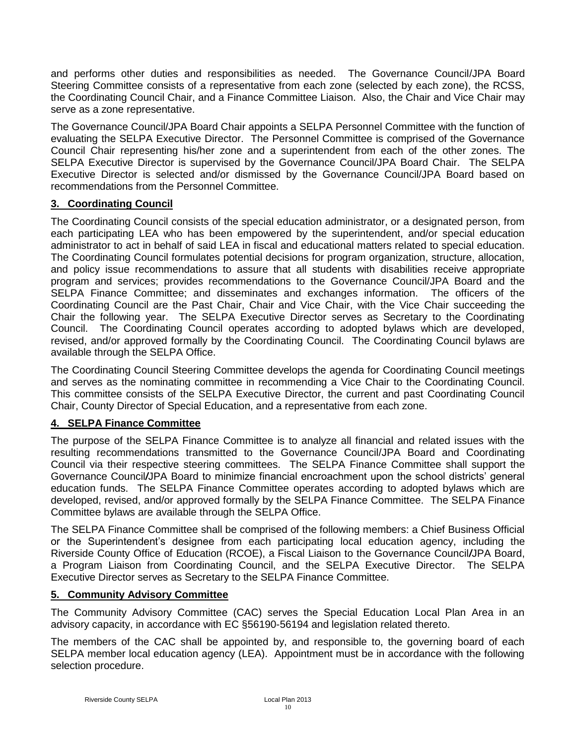and performs other duties and responsibilities as needed. The Governance Council/JPA Board Steering Committee consists of a representative from each zone (selected by each zone), the RCSS, the Coordinating Council Chair, and a Finance Committee Liaison. Also, the Chair and Vice Chair may serve as a zone representative.

The Governance Council/JPA Board Chair appoints a SELPA Personnel Committee with the function of evaluating the SELPA Executive Director. The Personnel Committee is comprised of the Governance Council Chair representing his/her zone and a superintendent from each of the other zones. The SELPA Executive Director is supervised by the Governance Council/JPA Board Chair. The SELPA Executive Director is selected and/or dismissed by the Governance Council/JPA Board based on recommendations from the Personnel Committee.

**3. Coordinating Council**

The Coordinating Council consists of the special education administrator, or a designated person, from each participating LEA who has been empowered by the superintendent, and/or special education administrator to act in behalf of said LEA in fiscal and educational matters related to special education. The Coordinating Council formulates potential decisions for program organization, structure, allocation, and policy issue recommendations to assure that all students with disabilities receive appropriate program and services; provides recommendations to the Governance Council/JPA Board and the SELPA Finance Committee; and disseminates and exchanges information. The officers of the Coordinating Council are the Past Chair, Chair and Vice Chair, with the Vice Chair succeeding the Chair the following year. The SELPA Executive Director serves as Secretary to the Coordinating Council. The Coordinating Council operates according to adopted bylaws which are developed, revised, and/or approved formally by the Coordinating Council. The Coordinating Council bylaws are available through the SELPA Office.

The Coordinating Council Steering Committee develops the agenda for Coordinating Council meetings and serves as the nominating committee in recommending a Vice Chair to the Coordinating Council. This committee consists of the SELPA Executive Director, the current and past Coordinating Council Chair, County Director of Special Education, and a representative from each zone.

**4. SELPA Finance Committee**

The purpose of the SELPA Finance Committee is to analyze all financial and related issues with the resulting recommendations transmitted to the Governance Council/JPA Board and Coordinating Council via their respective steering committees. The SELPA Finance Committee shall support the Governance Council/JPA Board to minimize financial encroachment upon the school districts' general education funds. The SELPA Finance Committee operates according to adopted bylaws which are developed, revised, and/or approved formally by the SELPA Finance Committee. The SELPA Finance Committee bylaws are available through the SELPA Office.

The SELPA Finance Committee shall be comprised of the following members: a Chief Business Official or the Superintendent's designee from each participating local education agency, including the Riverside County Office of Education (RCOE), a Fiscal Liaison to the Governance Council/JPA Board, a Program Liaison from Coordinating Council, and the SELPA Executive Director. The SELPA Executive Director serves as Secretary to the SELPA Finance Committee.

**5. Community Advisory Committee**

The Community Advisory Committee (CAC) serves the Special Education Local Plan Area in an advisory capacity, in accordance with EC §56190-56194 and legislation related thereto.

The members of the CAC shall be appointed by, and responsible to, the governing board of each SELPA member local education agency (LEA). Appointment must be in accordance with the following selection procedure.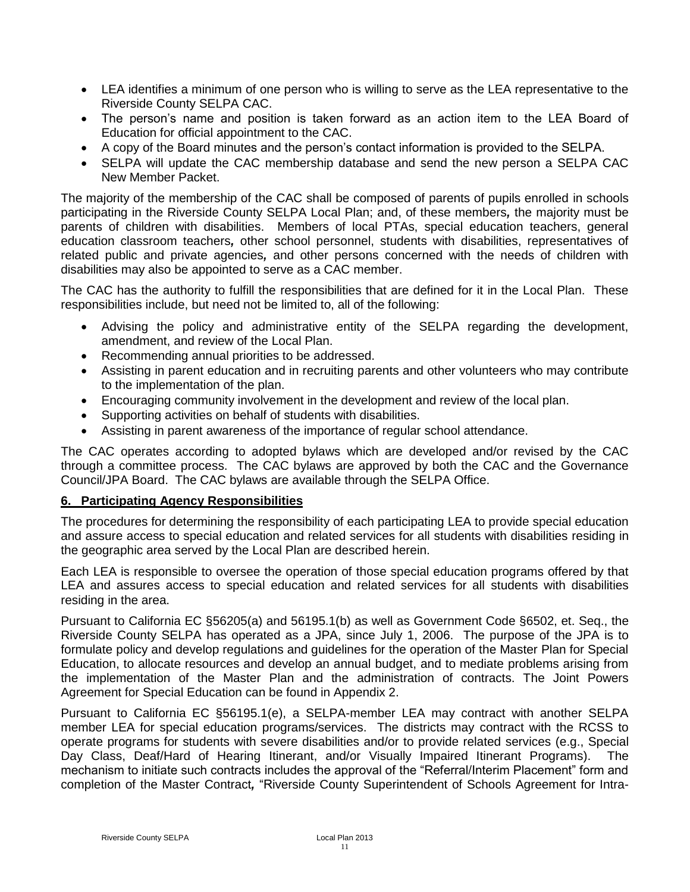- LEA identifies a minimum of one person who is willing to serve as the LEA representative to the Riverside County SELPA CAC.
- The person's name and position is taken forward as an action item to the LEA Board of Education for official appointment to the CAC.
- A copy of the Board minutes and the person's contact information is provided to the SELPA.
- SELPA will update the CAC membership database and send the new person a SELPA CAC New Member Packet.

The majority of the membership of the CAC shall be composed of parents of pupils enrolled in schools participating in the Riverside County SELPA Local Plan; and, of these members, the majority must be parents of children with disabilities. Members of local PTAs, special education teachers, general education classroom teachers, other school personnel, students with disabilities, representatives of related public and private agencies, and other persons concerned with the needs of children with disabilities may also be appointed to serve as a CAC member.

The CAC has the authority to fulfill the responsibilities that are defined for it in the Local Plan. These responsibilities include, but need not be limited to, all of the following:

- Advising the policy and administrative entity of the SELPA regarding the development, amendment, and review of the Local Plan.
- Recommending annual priorities to be addressed.
- Assisting in parent education and in recruiting parents and other volunteers who may contribute to the implementation of the plan.
- Encouraging community involvement in the development and review of the local plan.
- Supporting activities on behalf of students with disabilities.
- Assisting in parent awareness of the importance of regular school attendance.

The CAC operates according to adopted bylaws which are developed and/or revised by the CAC through a committee process. The CAC bylaws are approved by both the CAC and the Governance Council/JPA Board. The CAC bylaws are available through the SELPA Office.

## 6. Participating Agency Responsibilities

The procedures for determining the responsibility of each participating LEA to provide special education and assure access to special education and related services for all students with disabilities residing in the geographic area served by the Local Plan are described herein.

Each LEA is responsible to oversee the operation of those special education programs offered by that LEA and assures access to special education and related services for all students with disabilities residing in the area.

Pursuant to California EC §56205(a) and 56195.1(b) as well as Government Code §6502, et. Seq., the Riverside County SELPA has operated as a JPA, since July 1, 2006. The purpose of the JPA is to formulate policy and develop regulations and guidelines for the operation of the Master Plan for Special Education, to allocate resources and develop an annual budget, and to mediate problems arising from the implementation of the Master Plan and the administration of contracts. The Joint Powers Agreement for Special Education can be found in Appendix 2.

Pursuant to California EC §56195.1(e), a SELPA-member LEA may contract with another SELPA member LEA for special education programs/services. The districts may contract with the RCSS to operate programs for students with severe disabilities and/or to provide related services (e.g., Special Day Class, Deaf/Hard of Hearing Itinerant, and/or Visually Impaired Itinerant Programs). The mechanism to initiate such contracts includes the approval of the "Referral/Interim Placement" form and completion of the Master Contract, "Riverside County Superintendent of Schools Agreement for Intra-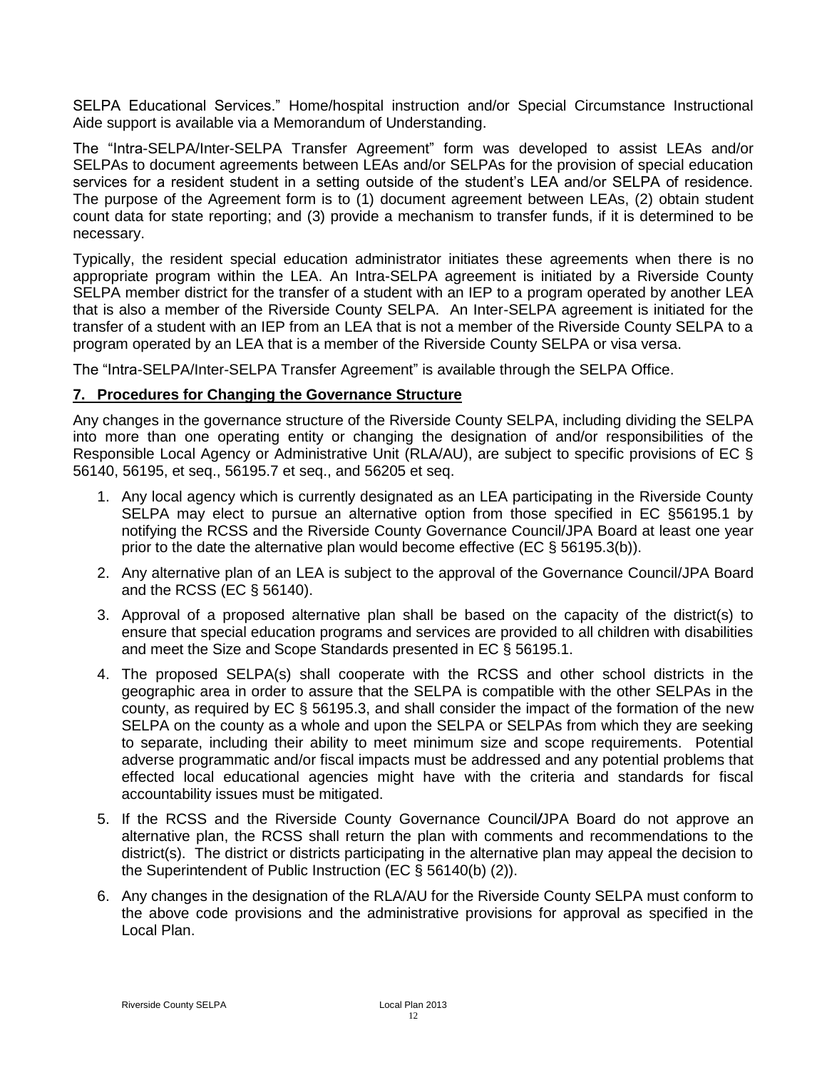SELPA Educational Services." Home/hospital instruction and/or Special Circumstance Instructional Aide support is available via a Memorandum of Understanding.

The "Intra-SELPA/Inter-SELPA Transfer Agreement" form was developed to assist LEAs and/or SELPAs to document agreements between LEAs and/or SELPAs for the provision of special education services for a resident student in a setting outside of the student's LEA and/or SELPA of residence. The purpose of the Agreement form is to (1) document agreement between LEAs, (2) obtain student count data for state reporting; and (3) provide a mechanism to transfer funds, if it is determined to be necessary.

Typically, the resident special education administrator initiates these agreements when there is no appropriate program within the LEA. An Intra-SELPA agreement is initiated by a Riverside County SELPA member district for the transfer of a student with an IEP to a program operated by another LEA that is also a member of the Riverside County SELPA. An Inter-SELPA agreement is initiated for the transfer of a student with an IEP from an LEA that is not a member of the Riverside County SELPA to a program operated by an LEA that is a member of the Riverside County SELPA or visa versa.

The "Intra-SELPA/Inter-SELPA Transfer Agreement" is available through the SELPA Office.

## 7. Procedures for Changing the Governance Structure

Any changes in the governance structure of the Riverside County SELPA, including dividing the SELPA into more than one operating entity or changing the designation of and/or responsibilities of the Responsible Local Agency or Administrative Unit (RLA/AU), are subject to specific provisions of EC § 56140, 56195, et seq., 56195.7 et seq., and 56205 et seq.

1. Any local agency which is currently designated as an LEA participating in the Riverside County SELPA may elect to pursue an alternative option from those specified in EC §56195.1 by notifying the RCSS and the Riverside County Governance Council/JPA Board at least one year prior to the date the alternative plan would become effective (EC § 56195.3(b)).
2. Any alternative plan of an LEA is subject to the approval of the Governance Council/JPA Board and the RCSS (EC § 56140).
3. Approval of a proposed alternative plan shall be based on the capacity of the district(s) to ensure that special education programs and services are provided to all children with disabilities and meet the Size and Scope Standards presented in EC § 56195.1.
4. The proposed SELPA(s) shall cooperate with the RCSS and other school districts in the geographic area in order to assure that the SELPA is compatible with the other SELPAs in the county, as required by EC § 56195.3, and shall consider the impact of the formation of the new SELPA on the county as a whole and upon the SELPA or SELPAs from which they are seeking to separate, including their ability to meet minimum size and scope requirements. Potential adverse programmatic and/or fiscal impacts must be addressed and any potential problems that effected local educational agencies might have with the criteria and standards for fiscal accountability issues must be mitigated.
5. If the RCSS and the Riverside County Governance Council/JPA Board do not approve an alternative plan, the RCSS shall return the plan with comments and recommendations to the district(s). The district or districts participating in the alternative plan may appeal the decision to the Superintendent of Public Instruction (EC § 56140(b) (2)).
6. Any changes in the designation of the RLA/AU for the Riverside County SELPA must conform to the above code provisions and the administrative provisions for approval as specified in the Local Plan.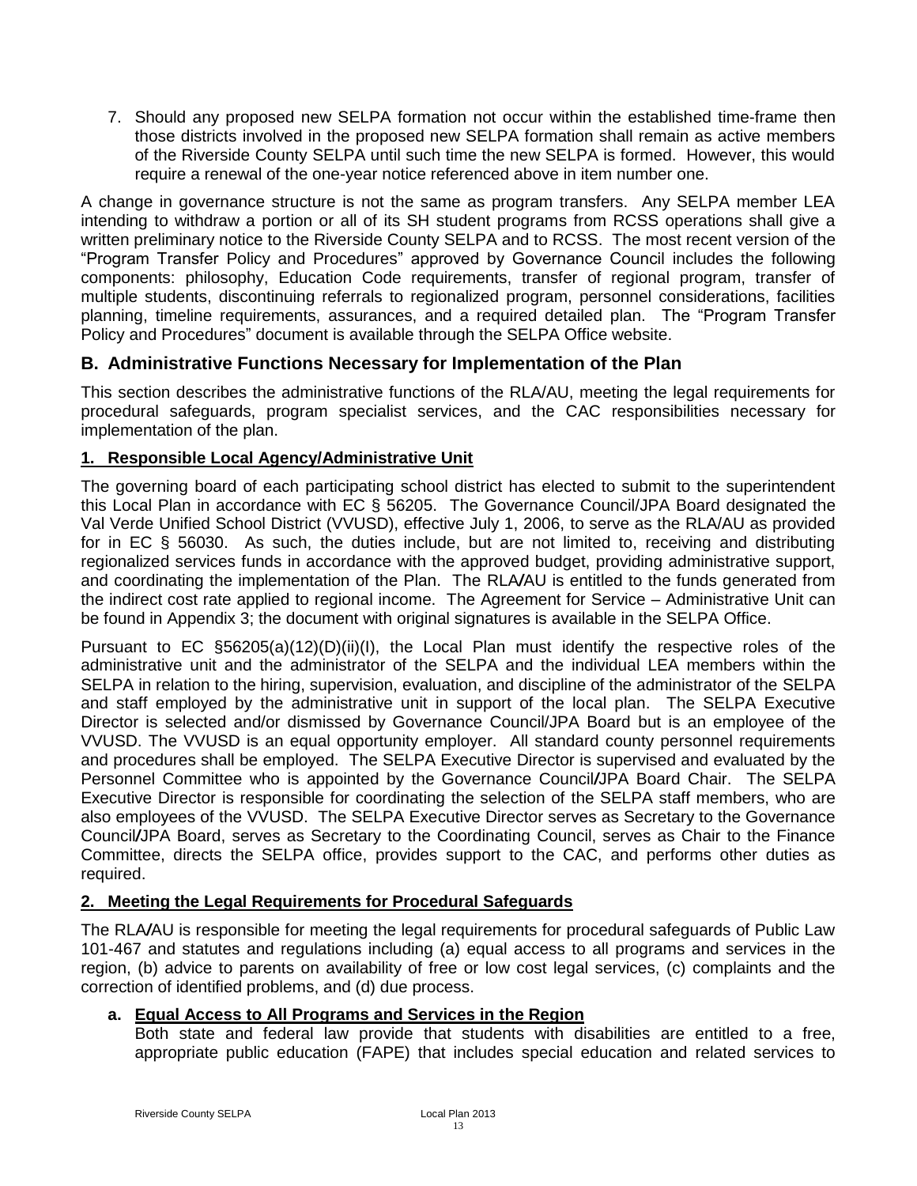7. Should any proposed new SELPA formation not occur within the established time-frame then those districts involved in the proposed new SELPA formation shall remain as active members of the Riverside County SELPA until such time the new SELPA is formed. However, this would require a renewal of the one-year notice referenced above in item number one.

A change in governance structure is not the same as program transfers. Any SELPA member LEA intending to withdraw a portion or all of its SH student programs from RCSS operations shall give a written preliminary notice to the Riverside County SELPA and to RCSS. The most recent version of the "Program Transfer Policy and Procedures" approved by Governance Council includes the following components: philosophy, Education Code requirements, transfer of regional program, transfer of multiple students, discontinuing referrals to regionalized program, personnel considerations, facilities planning, timeline requirements, assurances, and a required detailed plan. The "Program Transfer Policy and Procedures" document is available through the SELPA Office website.

## B. Administrative Functions Necessary for Implementation of the Plan

This section describes the administrative functions of the RLA/AU, meeting the legal requirements for procedural safeguards, program specialist services, and the CAC responsibilities necessary for implementation of the plan.

### 1. Responsible Local Agency/Administrative Unit

The governing board of each participating school district has elected to submit to the superintendent this Local Plan in accordance with EC § 56205. The Governance Council/JPA Board designated the Val Verde Unified School District (VVUSD), effective July 1, 2006, to serve as the RLA/AU as provided for in EC § 56030. As such, the duties include, but are not limited to, receiving and distributing regionalized services funds in accordance with the approved budget, providing administrative support, and coordinating the implementation of the Plan. The RLA/AU is entitled to the funds generated from the indirect cost rate applied to regional income. The Agreement for Service – Administrative Unit can be found in Appendix 3; the document with original signatures is available in the SELPA Office.

Pursuant to EC §56205(a)(12)(D)(ii)(I), the Local Plan must identify the respective roles of the administrative unit and the administrator of the SELPA and the individual LEA members within the SELPA in relation to the hiring, supervision, evaluation, and discipline of the administrator of the SELPA and staff employed by the administrative unit in support of the local plan. The SELPA Executive Director is selected and/or dismissed by Governance Council/JPA Board but is an employee of the VVUSD. The VVUSD is an equal opportunity employer. All standard county personnel requirements and procedures shall be employed. The SELPA Executive Director is supervised and evaluated by the Personnel Committee who is appointed by the Governance Council/JPA Board Chair. The SELPA Executive Director is responsible for coordinating the selection of the SELPA staff members, who are also employees of the VVUSD. The SELPA Executive Director serves as Secretary to the Governance Council/JPA Board, serves as Secretary to the Coordinating Council, serves as Chair to the Finance Committee, directs the SELPA office, provides support to the CAC, and performs other duties as required.

### 2. Meeting the Legal Requirements for Procedural Safeguards

The RLA/AU is responsible for meeting the legal requirements for procedural safeguards of Public Law 101-467 and statutes and regulations including (a) equal access to all programs and services in the region, (b) advice to parents on availability of free or low cost legal services, (c) complaints and the correction of identified problems, and (d) due process.

#### a. Equal Access to All Programs and Services in the Region

Both state and federal law provide that students with disabilities are entitled to a free, appropriate public education (FAPE) that includes special education and related services to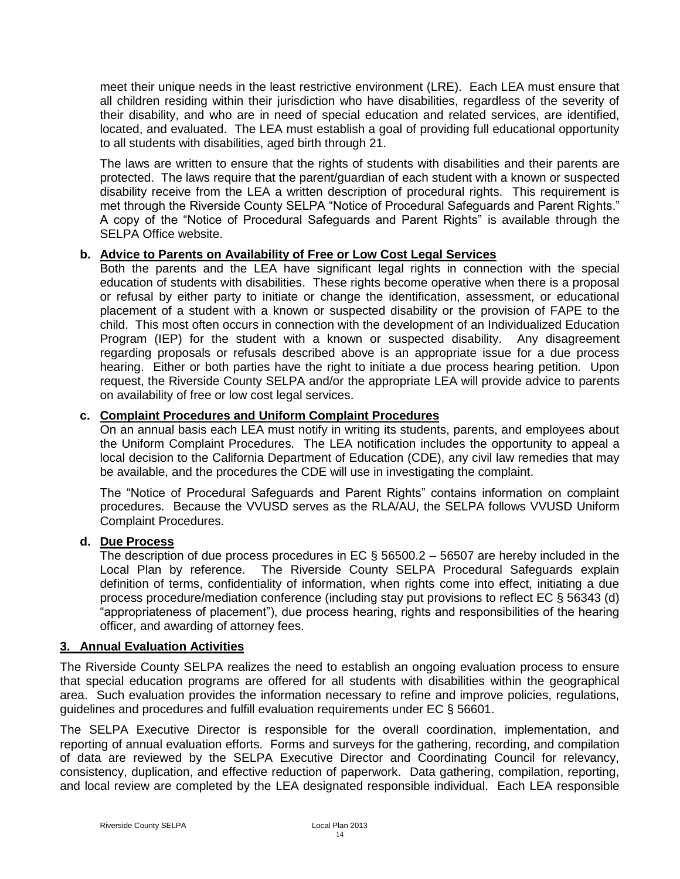meet their unique needs in the least restrictive environment (LRE). Each LEA must ensure that all children residing within their jurisdiction who have disabilities, regardless of the severity of their disability, and who are in need of special education and related services, are identified, located, and evaluated. The LEA must establish a goal of providing full educational opportunity to all students with disabilities, aged birth through 21.

The laws are written to ensure that the rights of students with disabilities and their parents are protected. The laws require that the parent/guardian of each student with a known or suspected disability receive from the LEA a written description of procedural rights. This requirement is met through the Riverside County SELPA "Notice of Procedural Safeguards and Parent Rights." A copy of the "Notice of Procedural Safeguards and Parent Rights" is available through the SELPA Office website.

**b. Advice to Parents on Availability of Free or Low Cost Legal Services**

Both the parents and the LEA have significant legal rights in connection with the special education of students with disabilities. These rights become operative when there is a proposal or refusal by either party to initiate or change the identification, assessment, or educational placement of a student with a known or suspected disability or the provision of FAPE to the child. This most often occurs in connection with the development of an Individualized Education Program (IEP) for the student with a known or suspected disability. Any disagreement regarding proposals or refusals described above is an appropriate issue for a due process hearing. Either or both parties have the right to initiate a due process hearing petition. Upon request, the Riverside County SELPA and/or the appropriate LEA will provide advice to parents on availability of free or low cost legal services.

**c. Complaint Procedures and Uniform Complaint Procedures**

On an annual basis each LEA must notify in writing its students, parents, and employees about the Uniform Complaint Procedures. The LEA notification includes the opportunity to appeal a local decision to the California Department of Education (CDE), any civil law remedies that may be available, and the procedures the CDE will use in investigating the complaint.

The "Notice of Procedural Safeguards and Parent Rights" contains information on complaint procedures. Because the VVUSD serves as the RLA/AU, the SELPA follows VVUSD Uniform Complaint Procedures.

**d. Due Process**

The description of due process procedures in EC § 56500.2 – 56507 are hereby included in the Local Plan by reference. The Riverside County SELPA Procedural Safeguards explain definition of terms, confidentiality of information, when rights come into effect, initiating a due process procedure/mediation conference (including stay put provisions to reflect EC § 56343 (d) "appropriateness of placement"), due process hearing, rights and responsibilities of the hearing officer, and awarding of attorney fees.

## 3. Annual Evaluation Activities

The Riverside County SELPA realizes the need to establish an ongoing evaluation process to ensure that special education programs are offered for all students with disabilities within the geographical area. Such evaluation provides the information necessary to refine and improve policies, regulations, guidelines and procedures and fulfill evaluation requirements under EC § 56601.

The SELPA Executive Director is responsible for the overall coordination, implementation, and reporting of annual evaluation efforts. Forms and surveys for the gathering, recording, and compilation of data are reviewed by the SELPA Executive Director and Coordinating Council for relevancy, consistency, duplication, and effective reduction of paperwork. Data gathering, compilation, reporting, and local review are completed by the LEA designated responsible individual. Each LEA responsible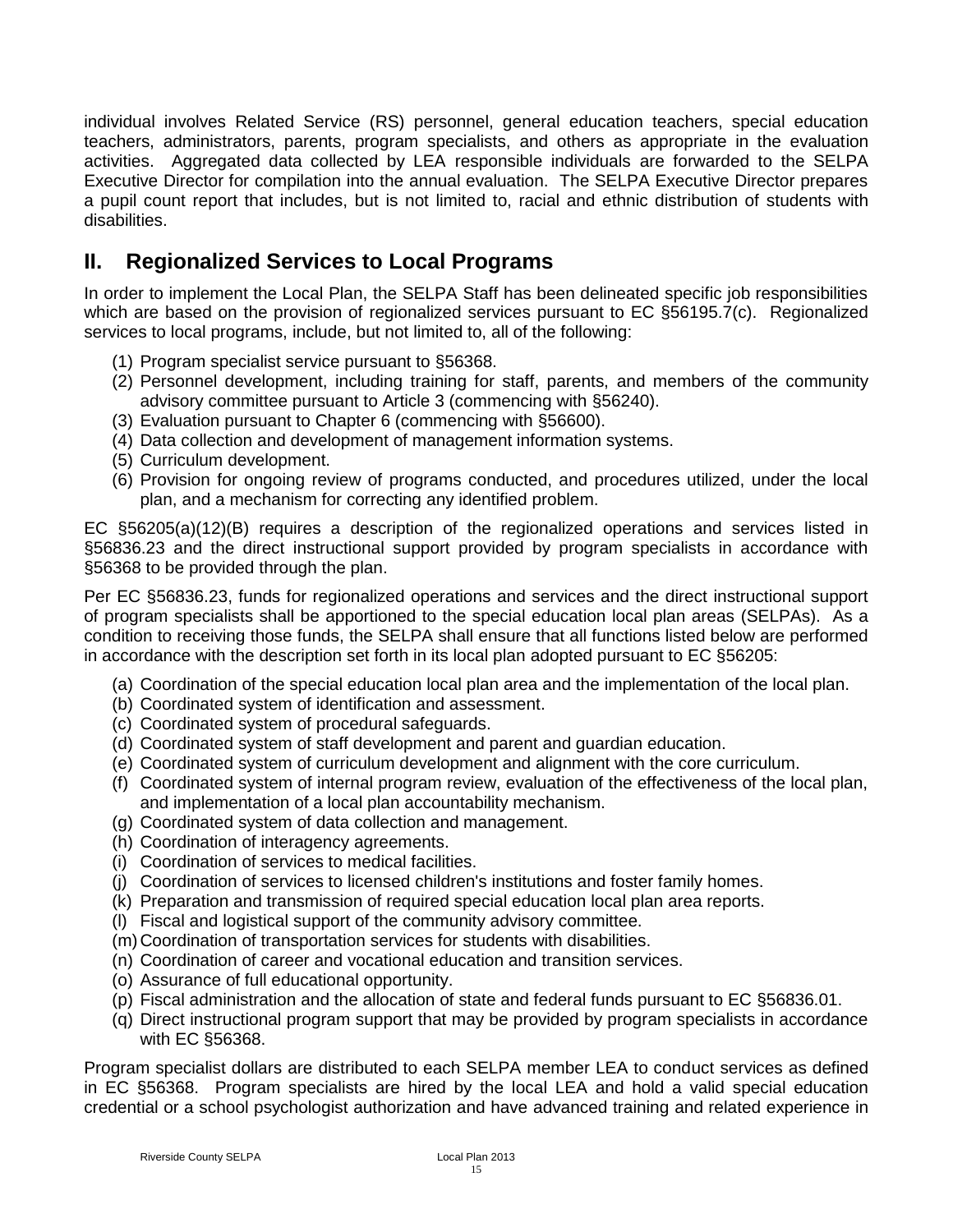individual involves Related Service (RS) personnel, general education teachers, special education teachers, administrators, parents, program specialists, and others as appropriate in the evaluation activities. Aggregated data collected by LEA responsible individuals are forwarded to the SELPA Executive Director for compilation into the annual evaluation. The SELPA Executive Director prepares a pupil count report that includes, but is not limited to, racial and ethnic distribution of students with disabilities.

## II. Regionalized Services to Local Programs

In order to implement the Local Plan, the SELPA Staff has been delineated specific job responsibilities which are based on the provision of regionalized services pursuant to EC §56195.7(c). Regionalized services to local programs, include, but not limited to, all of the following:

(1) Program specialist service pursuant to §56368.
(2) Personnel development, including training for staff, parents, and members of the community advisory committee pursuant to Article 3 (commencing with §56240).
(3) Evaluation pursuant to Chapter 6 (commencing with §56600).
(4) Data collection and development of management information systems.
(5) Curriculum development.
(6) Provision for ongoing review of programs conducted, and procedures utilized, under the local plan, and a mechanism for correcting any identified problem.

EC §56205(a)(12)(B) requires a description of the regionalized operations and services listed in §56836.23 and the direct instructional support provided by program specialists in accordance with §56368 to be provided through the plan.

Per EC §56836.23, funds for regionalized operations and services and the direct instructional support of program specialists shall be apportioned to the special education local plan areas (SELPAs). As a condition to receiving those funds, the SELPA shall ensure that all functions listed below are performed in accordance with the description set forth in its local plan adopted pursuant to EC §56205:

(a) Coordination of the special education local plan area and the implementation of the local plan.
(b) Coordinated system of identification and assessment.
(c) Coordinated system of procedural safeguards.
(d) Coordinated system of staff development and parent and guardian education.
(e) Coordinated system of curriculum development and alignment with the core curriculum.
(f) Coordinated system of internal program review, evaluation of the effectiveness of the local plan, and implementation of a local plan accountability mechanism.
(g) Coordinated system of data collection and management.
(h) Coordination of interagency agreements.
(i) Coordination of services to medical facilities.
(j) Coordination of services to licensed children's institutions and foster family homes.
(k) Preparation and transmission of required special education local plan area reports.
(l) Fiscal and logistical support of the community advisory committee.
(m) Coordination of transportation services for students with disabilities.
(n) Coordination of career and vocational education and transition services.
(o) Assurance of full educational opportunity.
(p) Fiscal administration and the allocation of state and federal funds pursuant to EC §56836.01.
(q) Direct instructional program support that may be provided by program specialists in accordance with EC §56368.

Program specialist dollars are distributed to each SELPA member LEA to conduct services as defined in EC §56368. Program specialists are hired by the local LEA and hold a valid special education credential or a school psychologist authorization and have advanced training and related experience in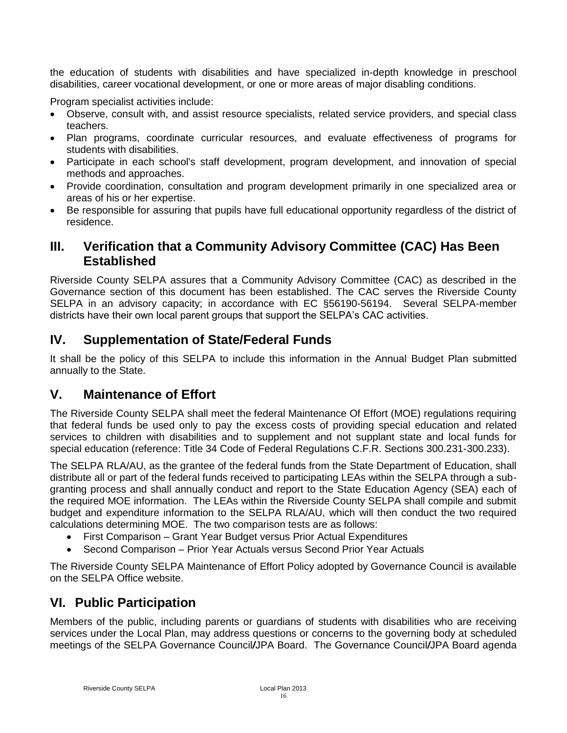the education of students with disabilities and have specialized in-depth knowledge in preschool disabilities, career vocational development, or one or more areas of major disabling conditions.

Program specialist activities include:

- Observe, consult with, and assist resource specialists, related service providers, and special class teachers.
- Plan programs, coordinate curricular resources, and evaluate effectiveness of programs for students with disabilities.
- Participate in each school's staff development, program development, and innovation of special methods and approaches.
- Provide coordination, consultation and program development primarily in one specialized area or areas of his or her expertise.
- Be responsible for assuring that pupils have full educational opportunity regardless of the district of residence.

## III. Verification that a Community Advisory Committee (CAC) Has Been Established

Riverside County SELPA assures that a Community Advisory Committee (CAC) as described in the Governance section of this document has been established. The CAC serves the Riverside County SELPA in an advisory capacity; in accordance with EC §56190-56194. Several SELPA-member districts have their own local parent groups that support the SELPA's CAC activities.

## IV. Supplementation of State/Federal Funds

It shall be the policy of this SELPA to include this information in the Annual Budget Plan submitted annually to the State.

## V. Maintenance of Effort

The Riverside County SELPA shall meet the federal Maintenance Of Effort (MOE) regulations requiring that federal funds be used only to pay the excess costs of providing special education and related services to children with disabilities and to supplement and not supplant state and local funds for special education (reference: Title 34 Code of Federal Regulations C.F.R. Sections 300.231-300.233).

The SELPA RLA/AU, as the grantee of the federal funds from the State Department of Education, shall distribute all or part of the federal funds received to participating LEAs within the SELPA through a sub-granting process and shall annually conduct and report to the State Education Agency (SEA) each of the required MOE information. The LEAs within the Riverside County SELPA shall compile and submit budget and expenditure information to the SELPA RLA/AU, which will then conduct the two required calculations determining MOE. The two comparison tests are as follows:

- First Comparison – Grant Year Budget versus Prior Actual Expenditures
- Second Comparison – Prior Year Actuals versus Second Prior Year Actuals

The Riverside County SELPA Maintenance of Effort Policy adopted by Governance Council is available on the SELPA Office website.

## VI. Public Participation

Members of the public, including parents or guardians of students with disabilities who are receiving services under the Local Plan, may address questions or concerns to the governing body at scheduled meetings of the SELPA Governance Council/JPA Board. The Governance Council/JPA Board agenda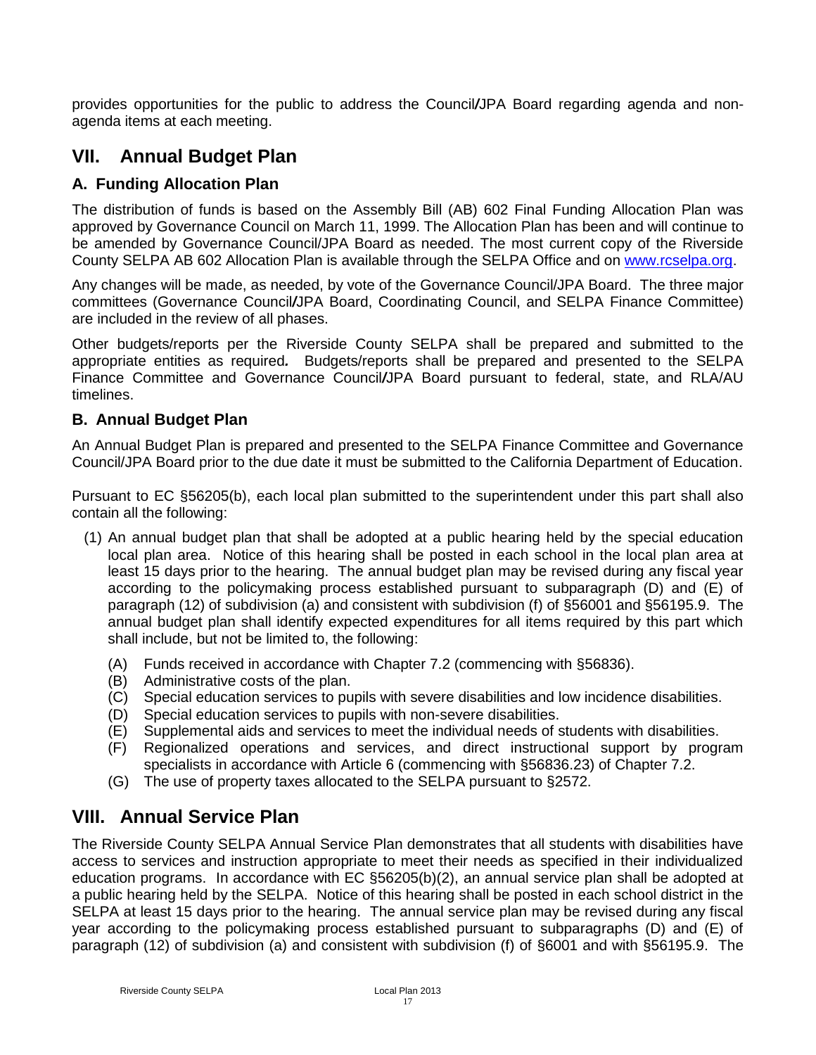provides opportunities for the public to address the Council/JPA Board regarding agenda and non-agenda items at each meeting.

## VII. Annual Budget Plan

### A. Funding Allocation Plan

The distribution of funds is based on the Assembly Bill (AB) 602 Final Funding Allocation Plan was approved by Governance Council on March 11, 1999. The Allocation Plan has been and will continue to be amended by Governance Council/JPA Board as needed. The most current copy of the Riverside County SELPA AB 602 Allocation Plan is available through the SELPA Office and on www.rcselpa.org.

Any changes will be made, as needed, by vote of the Governance Council/JPA Board. The three major committees (Governance Council/JPA Board, Coordinating Council, and SELPA Finance Committee) are included in the review of all phases.

Other budgets/reports per the Riverside County SELPA shall be prepared and submitted to the appropriate entities as required*.* Budgets/reports shall be prepared and presented to the SELPA Finance Committee and Governance Council/JPA Board pursuant to federal, state, and RLA/AU timelines.

### B. Annual Budget Plan

An Annual Budget Plan is prepared and presented to the SELPA Finance Committee and Governance Council/JPA Board prior to the due date it must be submitted to the California Department of Education.

Pursuant to EC §56205(b), each local plan submitted to the superintendent under this part shall also contain all the following:

(1) An annual budget plan that shall be adopted at a public hearing held by the special education local plan area. Notice of this hearing shall be posted in each school in the local plan area at least 15 days prior to the hearing. The annual budget plan may be revised during any fiscal year according to the policymaking process established pursuant to subparagraph (D) and (E) of paragraph (12) of subdivision (a) and consistent with subdivision (f) of §56001 and §56195.9. The annual budget plan shall identify expected expenditures for all items required by this part which shall include, but not be limited to, the following:

   (A) Funds received in accordance with Chapter 7.2 (commencing with §56836).
   (B) Administrative costs of the plan.
   (C) Special education services to pupils with severe disabilities and low incidence disabilities.
   (D) Special education services to pupils with non-severe disabilities.
   (E) Supplemental aids and services to meet the individual needs of students with disabilities.
   (F) Regionalized operations and services, and direct instructional support by program specialists in accordance with Article 6 (commencing with §56836.23) of Chapter 7.2.
   (G) The use of property taxes allocated to the SELPA pursuant to §2572.

## VIII. Annual Service Plan

The Riverside County SELPA Annual Service Plan demonstrates that all students with disabilities have access to services and instruction appropriate to meet their needs as specified in their individualized education programs. In accordance with EC §56205(b)(2), an annual service plan shall be adopted at a public hearing held by the SELPA. Notice of this hearing shall be posted in each school district in the SELPA at least 15 days prior to the hearing. The annual service plan may be revised during any fiscal year according to the policymaking process established pursuant to subparagraphs (D) and (E) of paragraph (12) of subdivision (a) and consistent with subdivision (f) of §6001 and with §56195.9. The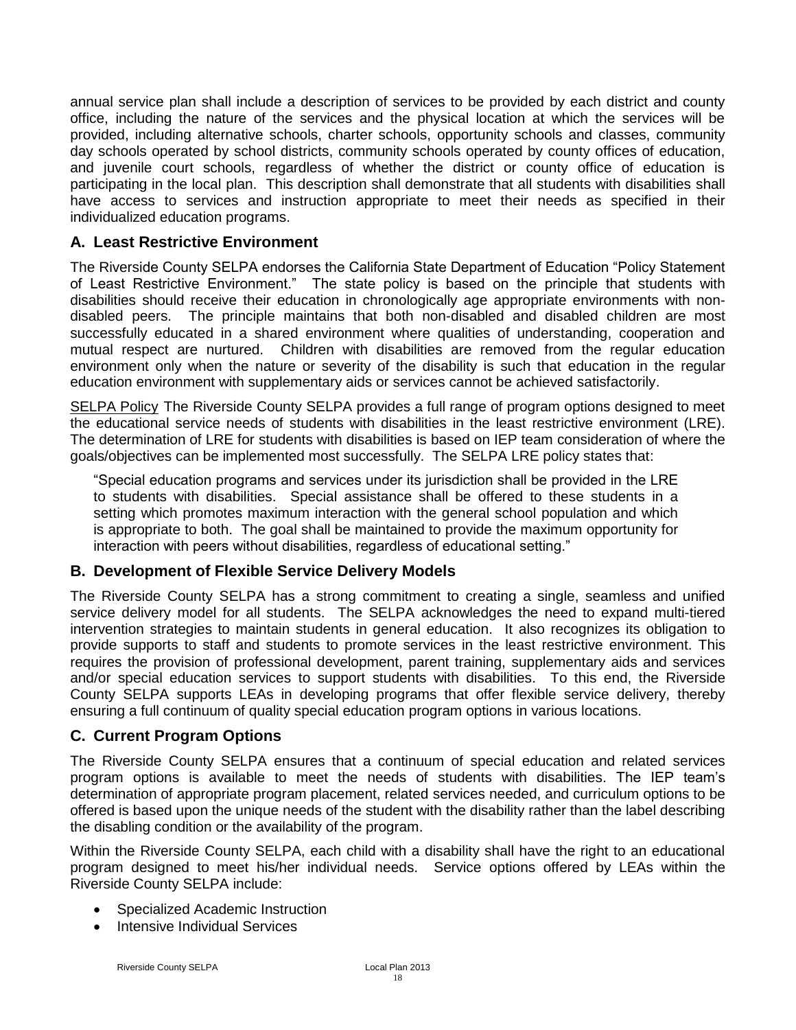annual service plan shall include a description of services to be provided by each district and county office, including the nature of the services and the physical location at which the services will be provided, including alternative schools, charter schools, opportunity schools and classes, community day schools operated by school districts, community schools operated by county offices of education, and juvenile court schools, regardless of whether the district or county office of education is participating in the local plan. This description shall demonstrate that all students with disabilities shall have access to services and instruction appropriate to meet their needs as specified in their individualized education programs.

## A. Least Restrictive Environment

The Riverside County SELPA endorses the California State Department of Education "Policy Statement of Least Restrictive Environment." The state policy is based on the principle that students with disabilities should receive their education in chronologically age appropriate environments with non-disabled peers. The principle maintains that both non-disabled and disabled children are most successfully educated in a shared environment where qualities of understanding, cooperation and mutual respect are nurtured. Children with disabilities are removed from the regular education environment only when the nature or severity of the disability is such that education in the regular education environment with supplementary aids or services cannot be achieved satisfactorily.

<u>SELPA Policy</u> The Riverside County SELPA provides a full range of program options designed to meet the educational service needs of students with disabilities in the least restrictive environment (LRE). The determination of LRE for students with disabilities is based on IEP team consideration of where the goals/objectives can be implemented most successfully. The SELPA LRE policy states that:

> "Special education programs and services under its jurisdiction shall be provided in the LRE to students with disabilities. Special assistance shall be offered to these students in a setting which promotes maximum interaction with the general school population and which is appropriate to both. The goal shall be maintained to provide the maximum opportunity for interaction with peers without disabilities, regardless of educational setting."

## B. Development of Flexible Service Delivery Models

The Riverside County SELPA has a strong commitment to creating a single, seamless and unified service delivery model for all students. The SELPA acknowledges the need to expand multi-tiered intervention strategies to maintain students in general education. It also recognizes its obligation to provide supports to staff and students to promote services in the least restrictive environment. This requires the provision of professional development, parent training, supplementary aids and services and/or special education services to support students with disabilities. To this end, the Riverside County SELPA supports LEAs in developing programs that offer flexible service delivery, thereby ensuring a full continuum of quality special education program options in various locations.

## C. Current Program Options

The Riverside County SELPA ensures that a continuum of special education and related services program options is available to meet the needs of students with disabilities. The IEP team's determination of appropriate program placement, related services needed, and curriculum options to be offered is based upon the unique needs of the student with the disability rather than the label describing the disabling condition or the availability of the program.

Within the Riverside County SELPA, each child with a disability shall have the right to an educational program designed to meet his/her individual needs. Service options offered by LEAs within the Riverside County SELPA include:

- Specialized Academic Instruction
- Intensive Individual Services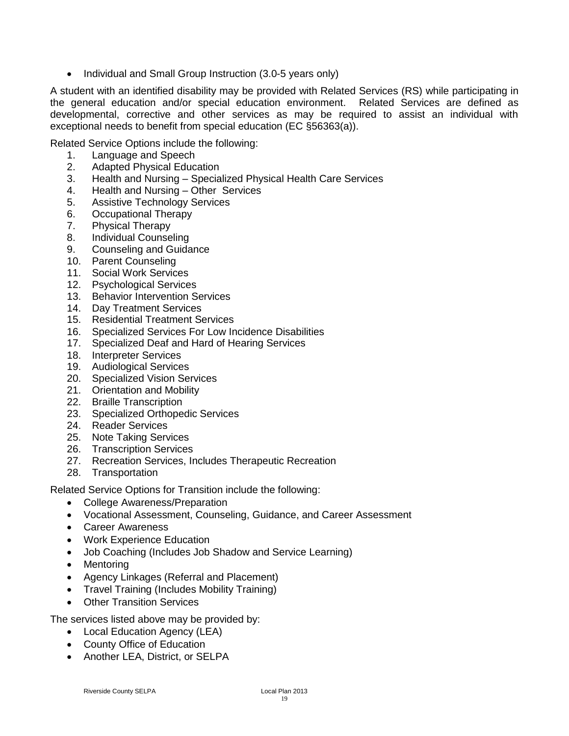- Individual and Small Group Instruction (3.0-5 years only)

A student with an identified disability may be provided with Related Services (RS) while participating in the general education and/or special education environment. Related Services are defined as developmental, corrective and other services as may be required to assist an individual with exceptional needs to benefit from special education (EC §56363(a)).

Related Service Options include the following:

1. Language and Speech
2. Adapted Physical Education
3. Health and Nursing – Specialized Physical Health Care Services
4. Health and Nursing – Other Services
5. Assistive Technology Services
6. Occupational Therapy
7. Physical Therapy
8. Individual Counseling
9. Counseling and Guidance
10. Parent Counseling
11. Social Work Services
12. Psychological Services
13. Behavior Intervention Services
14. Day Treatment Services
15. Residential Treatment Services
16. Specialized Services For Low Incidence Disabilities
17. Specialized Deaf and Hard of Hearing Services
18. Interpreter Services
19. Audiological Services
20. Specialized Vision Services
21. Orientation and Mobility
22. Braille Transcription
23. Specialized Orthopedic Services
24. Reader Services
25. Note Taking Services
26. Transcription Services
27. Recreation Services, Includes Therapeutic Recreation
28. Transportation

Related Service Options for Transition include the following:

- College Awareness/Preparation
- Vocational Assessment, Counseling, Guidance, and Career Assessment
- Career Awareness
- Work Experience Education
- Job Coaching (Includes Job Shadow and Service Learning)
- Mentoring
- Agency Linkages (Referral and Placement)
- Travel Training (Includes Mobility Training)
- Other Transition Services

The services listed above may be provided by:

- Local Education Agency (LEA)
- County Office of Education
- Another LEA, District, or SELPA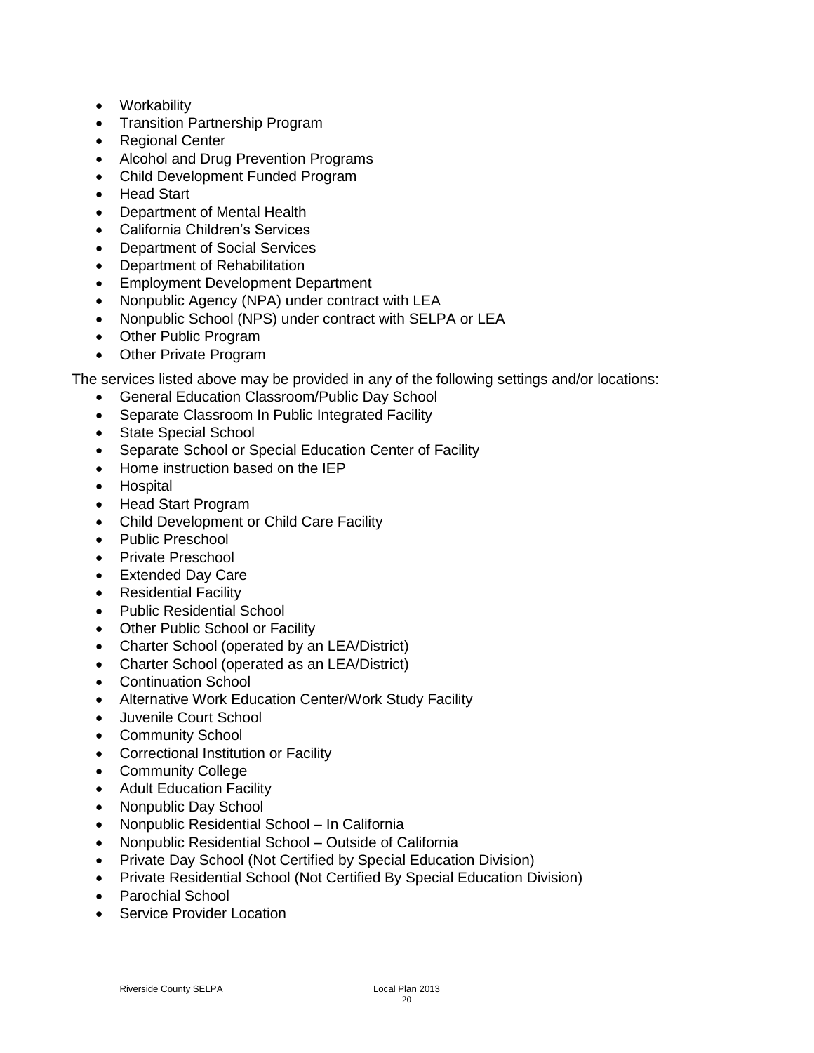- Workability
- Transition Partnership Program
- Regional Center
- Alcohol and Drug Prevention Programs
- Child Development Funded Program
- Head Start
- Department of Mental Health
- California Children's Services
- Department of Social Services
- Department of Rehabilitation
- Employment Development Department
- Nonpublic Agency (NPA) under contract with LEA
- Nonpublic School (NPS) under contract with SELPA or LEA
- Other Public Program
- Other Private Program

The services listed above may be provided in any of the following settings and/or locations:

- General Education Classroom/Public Day School
- Separate Classroom In Public Integrated Facility
- State Special School
- Separate School or Special Education Center of Facility
- Home instruction based on the IEP
- Hospital
- Head Start Program
- Child Development or Child Care Facility
- Public Preschool
- Private Preschool
- Extended Day Care
- Residential Facility
- Public Residential School
- Other Public School or Facility
- Charter School (operated by an LEA/District)
- Charter School (operated as an LEA/District)
- Continuation School
- Alternative Work Education Center/Work Study Facility
- Juvenile Court School
- Community School
- Correctional Institution or Facility
- Community College
- Adult Education Facility
- Nonpublic Day School
- Nonpublic Residential School – In California
- Nonpublic Residential School – Outside of California
- Private Day School (Not Certified by Special Education Division)
- Private Residential School (Not Certified By Special Education Division)
- Parochial School
- Service Provider Location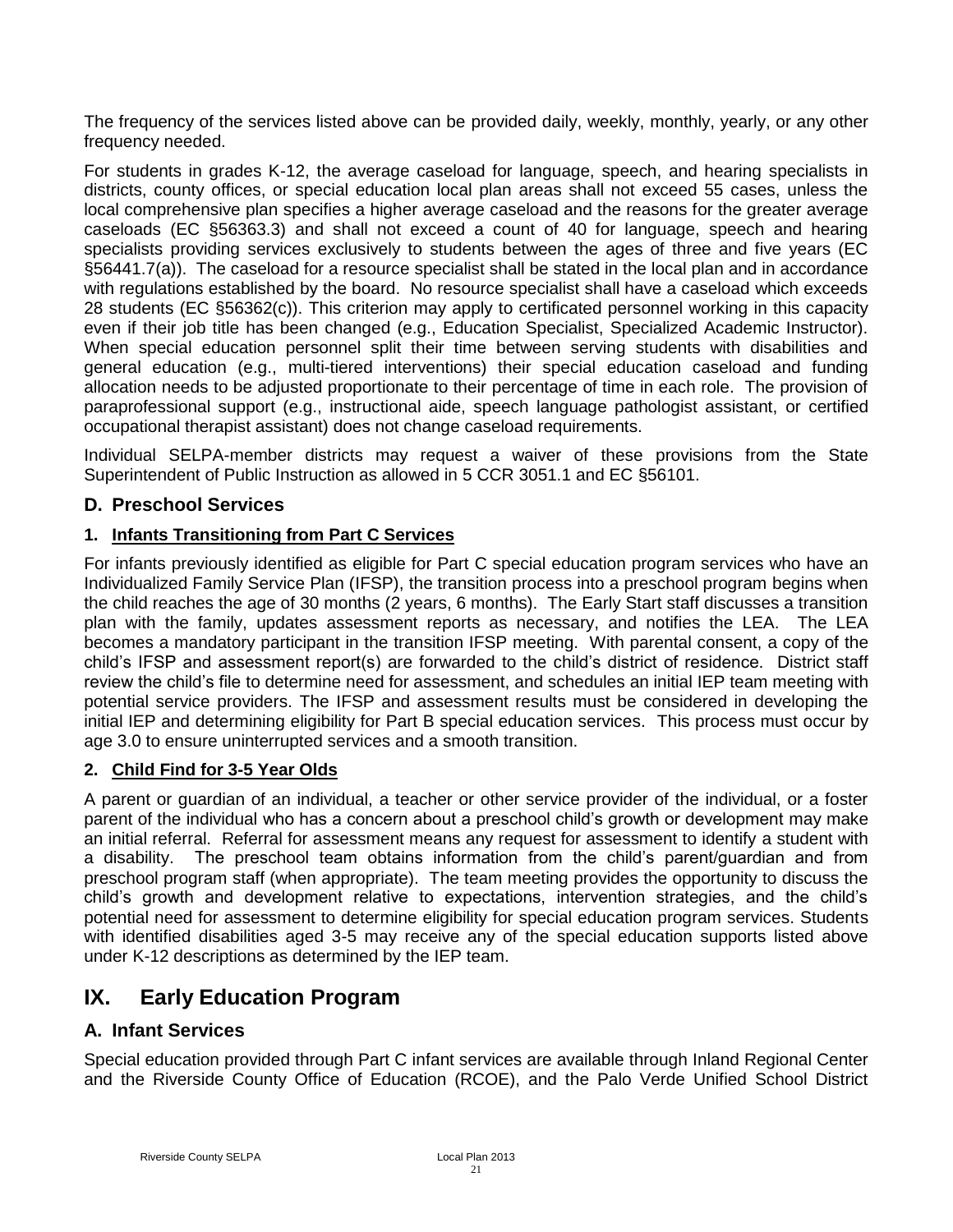The frequency of the services listed above can be provided daily, weekly, monthly, yearly, or any other frequency needed.

For students in grades K-12, the average caseload for language, speech, and hearing specialists in districts, county offices, or special education local plan areas shall not exceed 55 cases, unless the local comprehensive plan specifies a higher average caseload and the reasons for the greater average caseloads (EC §56363.3) and shall not exceed a count of 40 for language, speech and hearing specialists providing services exclusively to students between the ages of three and five years (EC §56441.7(a)). The caseload for a resource specialist shall be stated in the local plan and in accordance with regulations established by the board. No resource specialist shall have a caseload which exceeds 28 students (EC §56362(c)). This criterion may apply to certificated personnel working in this capacity even if their job title has been changed (e.g., Education Specialist, Specialized Academic Instructor). When special education personnel split their time between serving students with disabilities and general education (e.g., multi-tiered interventions) their special education caseload and funding allocation needs to be adjusted proportionate to their percentage of time in each role. The provision of paraprofessional support (e.g., instructional aide, speech language pathologist assistant, or certified occupational therapist assistant) does not change caseload requirements.

Individual SELPA-member districts may request a waiver of these provisions from the State Superintendent of Public Instruction as allowed in 5 CCR 3051.1 and EC §56101.

## D. Preschool Services

### 1. Infants Transitioning from Part C Services

For infants previously identified as eligible for Part C special education program services who have an Individualized Family Service Plan (IFSP), the transition process into a preschool program begins when the child reaches the age of 30 months (2 years, 6 months). The Early Start staff discusses a transition plan with the family, updates assessment reports as necessary, and notifies the LEA. The LEA becomes a mandatory participant in the transition IFSP meeting. With parental consent, a copy of the child's IFSP and assessment report(s) are forwarded to the child's district of residence. District staff review the child's file to determine need for assessment, and schedules an initial IEP team meeting with potential service providers. The IFSP and assessment results must be considered in developing the initial IEP and determining eligibility for Part B special education services. This process must occur by age 3.0 to ensure uninterrupted services and a smooth transition.

### 2. Child Find for 3-5 Year Olds

A parent or guardian of an individual, a teacher or other service provider of the individual, or a foster parent of the individual who has a concern about a preschool child's growth or development may make an initial referral. Referral for assessment means any request for assessment to identify a student with a disability. The preschool team obtains information from the child's parent/guardian and from preschool program staff (when appropriate). The team meeting provides the opportunity to discuss the child's growth and development relative to expectations, intervention strategies, and the child's potential need for assessment to determine eligibility for special education program services. Students with identified disabilities aged 3-5 may receive any of the special education supports listed above under K-12 descriptions as determined by the IEP team.

# IX. Early Education Program

## A. Infant Services

Special education provided through Part C infant services are available through Inland Regional Center and the Riverside County Office of Education (RCOE), and the Palo Verde Unified School District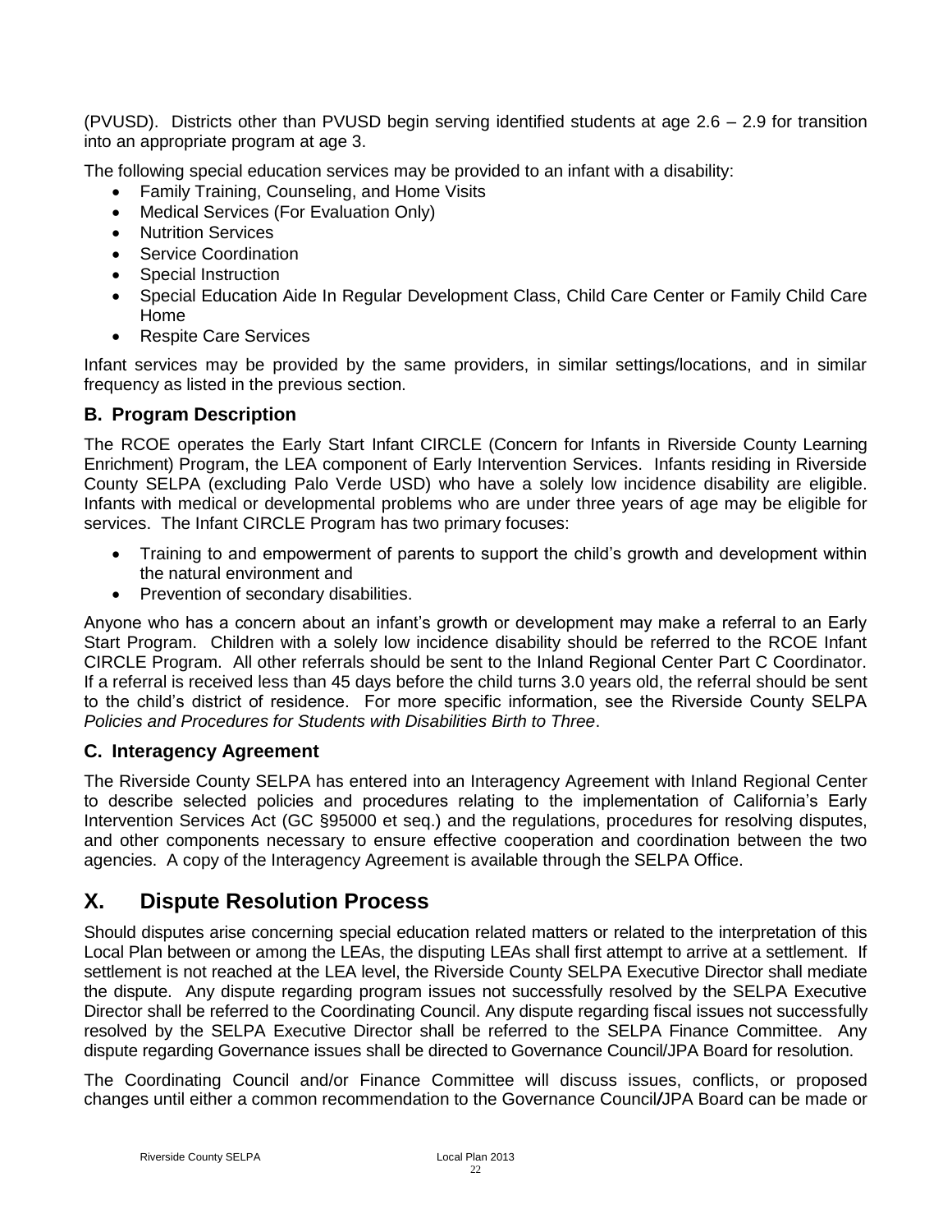(PVUSD). Districts other than PVUSD begin serving identified students at age 2.6 – 2.9 for transition into an appropriate program at age 3.

The following special education services may be provided to an infant with a disability:

- Family Training, Counseling, and Home Visits
- Medical Services (For Evaluation Only)
- Nutrition Services
- Service Coordination
- Special Instruction
- Special Education Aide In Regular Development Class, Child Care Center or Family Child Care Home
- Respite Care Services

Infant services may be provided by the same providers, in similar settings/locations, and in similar frequency as listed in the previous section.

### B. Program Description

The RCOE operates the Early Start Infant CIRCLE (Concern for Infants in Riverside County Learning Enrichment) Program, the LEA component of Early Intervention Services. Infants residing in Riverside County SELPA (excluding Palo Verde USD) who have a solely low incidence disability are eligible. Infants with medical or developmental problems who are under three years of age may be eligible for services. The Infant CIRCLE Program has two primary focuses:

- Training to and empowerment of parents to support the child's growth and development within the natural environment and
- Prevention of secondary disabilities.

Anyone who has a concern about an infant's growth or development may make a referral to an Early Start Program. Children with a solely low incidence disability should be referred to the RCOE Infant CIRCLE Program. All other referrals should be sent to the Inland Regional Center Part C Coordinator. If a referral is received less than 45 days before the child turns 3.0 years old, the referral should be sent to the child's district of residence. For more specific information, see the Riverside County SELPA *Policies and Procedures for Students with Disabilities Birth to Three*.

### C. Interagency Agreement

The Riverside County SELPA has entered into an Interagency Agreement with Inland Regional Center to describe selected policies and procedures relating to the implementation of California's Early Intervention Services Act (GC §95000 et seq.) and the regulations, procedures for resolving disputes, and other components necessary to ensure effective cooperation and coordination between the two agencies. A copy of the Interagency Agreement is available through the SELPA Office.

## X. Dispute Resolution Process

Should disputes arise concerning special education related matters or related to the interpretation of this Local Plan between or among the LEAs, the disputing LEAs shall first attempt to arrive at a settlement. If settlement is not reached at the LEA level, the Riverside County SELPA Executive Director shall mediate the dispute. Any dispute regarding program issues not successfully resolved by the SELPA Executive Director shall be referred to the Coordinating Council. Any dispute regarding fiscal issues not successfully resolved by the SELPA Executive Director shall be referred to the SELPA Finance Committee. Any dispute regarding Governance issues shall be directed to Governance Council/JPA Board for resolution.

The Coordinating Council and/or Finance Committee will discuss issues, conflicts, or proposed changes until either a common recommendation to the Governance Council/JPA Board can be made or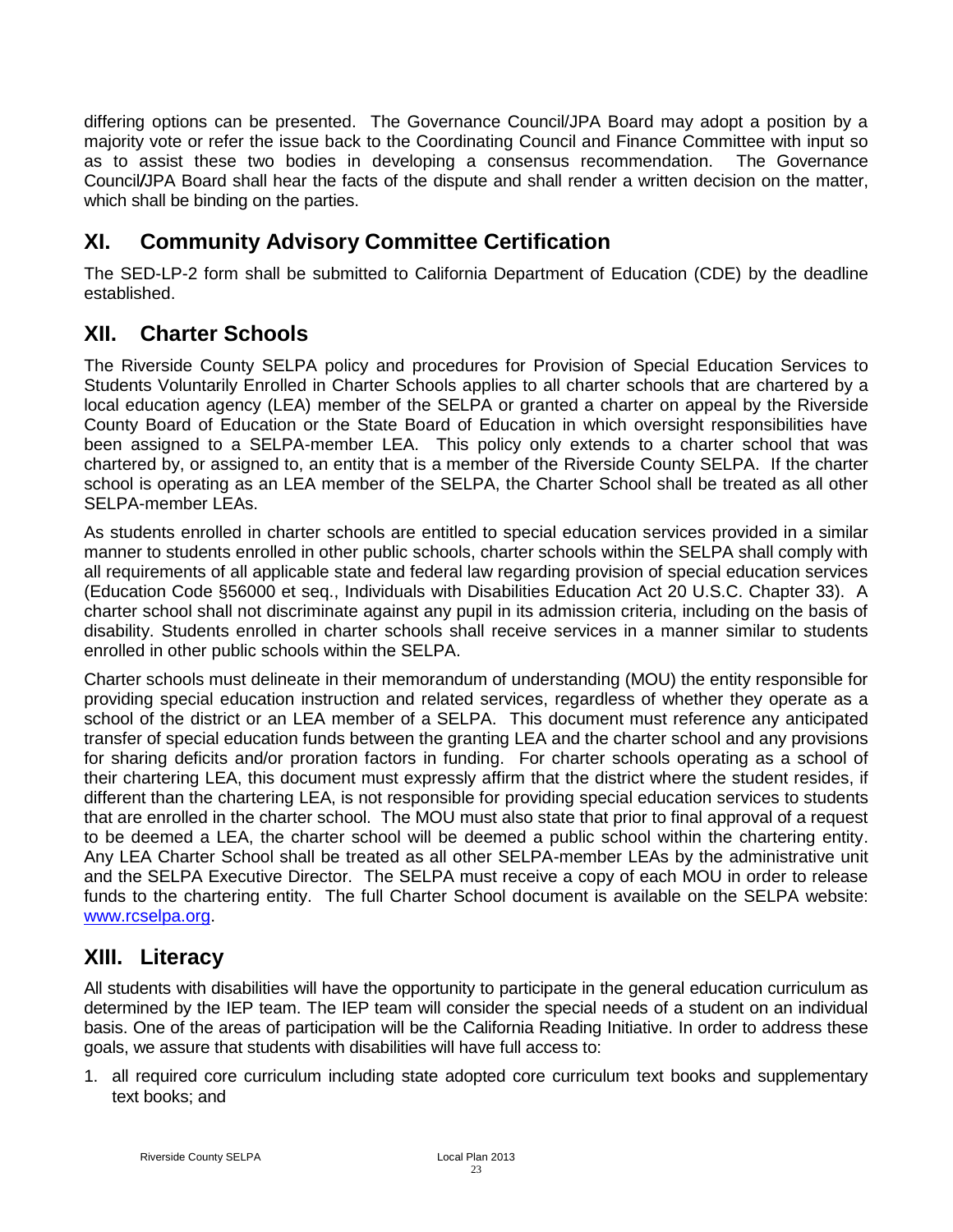differing options can be presented. The Governance Council/JPA Board may adopt a position by a majority vote or refer the issue back to the Coordinating Council and Finance Committee with input so as to assist these two bodies in developing a consensus recommendation. The Governance Council/JPA Board shall hear the facts of the dispute and shall render a written decision on the matter, which shall be binding on the parties.

## XI. Community Advisory Committee Certification

The SED-LP-2 form shall be submitted to California Department of Education (CDE) by the deadline established.

## XII. Charter Schools

The Riverside County SELPA policy and procedures for Provision of Special Education Services to Students Voluntarily Enrolled in Charter Schools applies to all charter schools that are chartered by a local education agency (LEA) member of the SELPA or granted a charter on appeal by the Riverside County Board of Education or the State Board of Education in which oversight responsibilities have been assigned to a SELPA-member LEA. This policy only extends to a charter school that was chartered by, or assigned to, an entity that is a member of the Riverside County SELPA. If the charter school is operating as an LEA member of the SELPA, the Charter School shall be treated as all other SELPA-member LEAs.

As students enrolled in charter schools are entitled to special education services provided in a similar manner to students enrolled in other public schools, charter schools within the SELPA shall comply with all requirements of all applicable state and federal law regarding provision of special education services (Education Code §56000 et seq., Individuals with Disabilities Education Act 20 U.S.C. Chapter 33). A charter school shall not discriminate against any pupil in its admission criteria, including on the basis of disability. Students enrolled in charter schools shall receive services in a manner similar to students enrolled in other public schools within the SELPA.

Charter schools must delineate in their memorandum of understanding (MOU) the entity responsible for providing special education instruction and related services, regardless of whether they operate as a school of the district or an LEA member of a SELPA. This document must reference any anticipated transfer of special education funds between the granting LEA and the charter school and any provisions for sharing deficits and/or proration factors in funding. For charter schools operating as a school of their chartering LEA, this document must expressly affirm that the district where the student resides, if different than the chartering LEA, is not responsible for providing special education services to students that are enrolled in the charter school. The MOU must also state that prior to final approval of a request to be deemed a LEA, the charter school will be deemed a public school within the chartering entity. Any LEA Charter School shall be treated as all other SELPA-member LEAs by the administrative unit and the SELPA Executive Director. The SELPA must receive a copy of each MOU in order to release funds to the chartering entity. The full Charter School document is available on the SELPA website: [www.rcselpa.org](http://www.rcselpa.org).

## XIII. Literacy

All students with disabilities will have the opportunity to participate in the general education curriculum as determined by the IEP team. The IEP team will consider the special needs of a student on an individual basis. One of the areas of participation will be the California Reading Initiative. In order to address these goals, we assure that students with disabilities will have full access to:

1. all required core curriculum including state adopted core curriculum text books and supplementary text books; and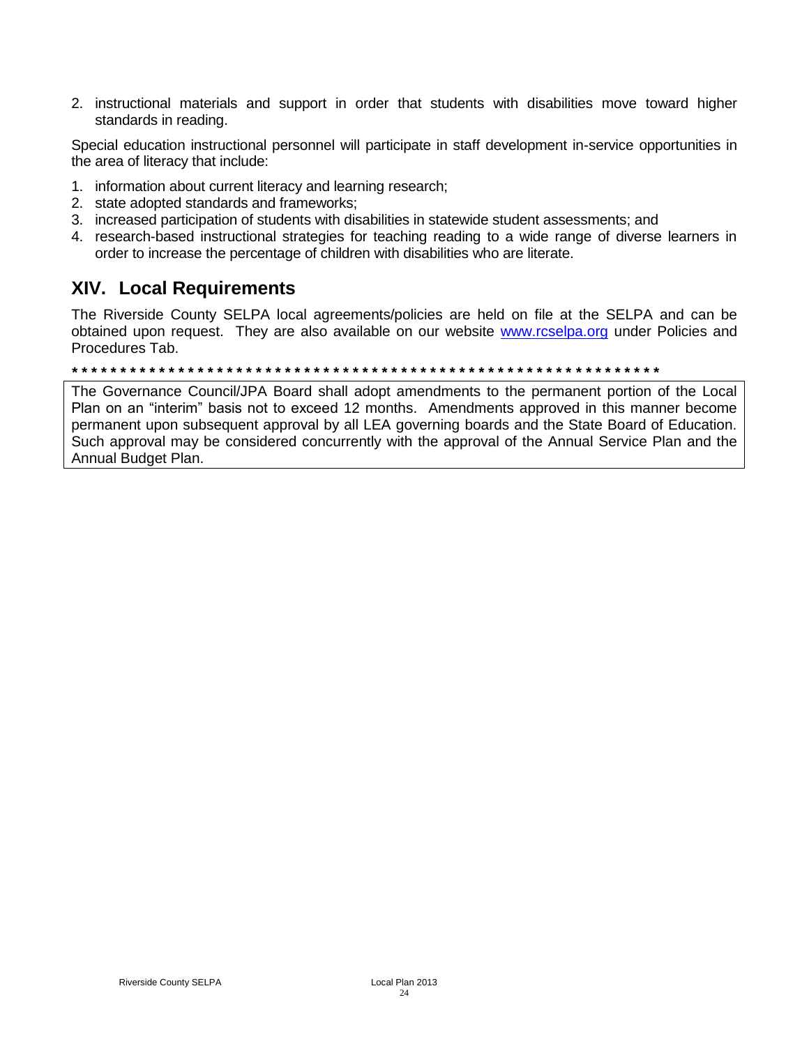2. instructional materials and support in order that students with disabilities move toward higher standards in reading.

Special education instructional personnel will participate in staff development in-service opportunities in the area of literacy that include:

1. information about current literacy and learning research;
2. state adopted standards and frameworks;
3. increased participation of students with disabilities in statewide student assessments; and
4. research-based instructional strategies for teaching reading to a wide range of diverse learners in order to increase the percentage of children with disabilities who are literate.

## XIV. Local Requirements

The Riverside County SELPA local agreements/policies are held on file at the SELPA and can be obtained upon request. They are also available on our website [www.rcselpa.org](http://www.rcselpa.org) under Policies and Procedures Tab.

**\* \* \* \* \* \* \* \* \* \* \* \* \* \* \* \* \* \* \* \* \* \* \* \* \* \* \* \* \* \* \* \* \* \* \* \* \* \* \* \* \* \* \* \* \* \* \* \* \* \* \* \* \* \* \* \* \* \* \* \* \* \* \***

The Governance Council/JPA Board shall adopt amendments to the permanent portion of the Local Plan on an "interim" basis not to exceed 12 months. Amendments approved in this manner become permanent upon subsequent approval by all LEA governing boards and the State Board of Education. Such approval may be considered concurrently with the approval of the Annual Service Plan and the Annual Budget Plan.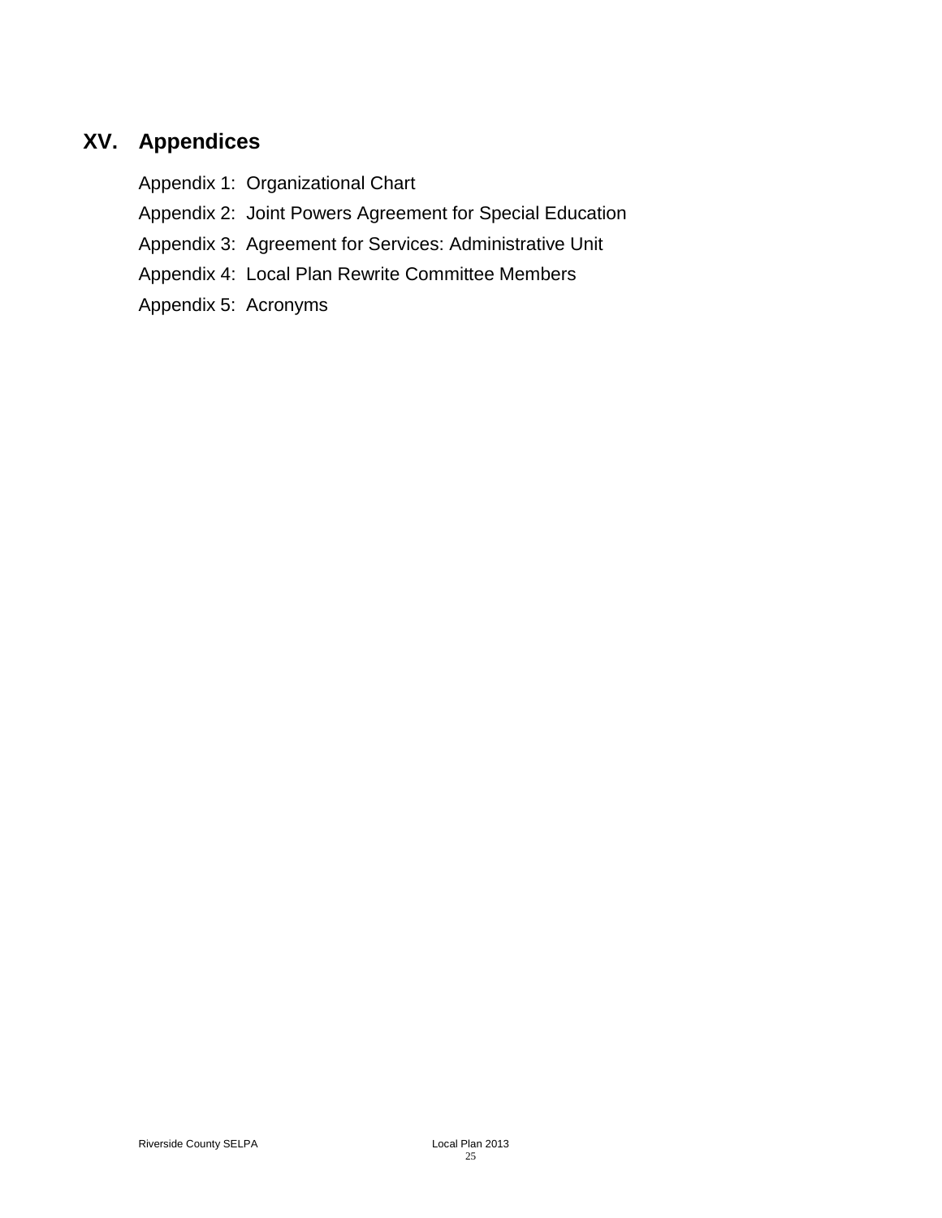## XV. Appendices

Appendix 1: Organizational Chart

Appendix 2: Joint Powers Agreement for Special Education

Appendix 3: Agreement for Services: Administrative Unit

Appendix 4: Local Plan Rewrite Committee Members

Appendix 5: Acronyms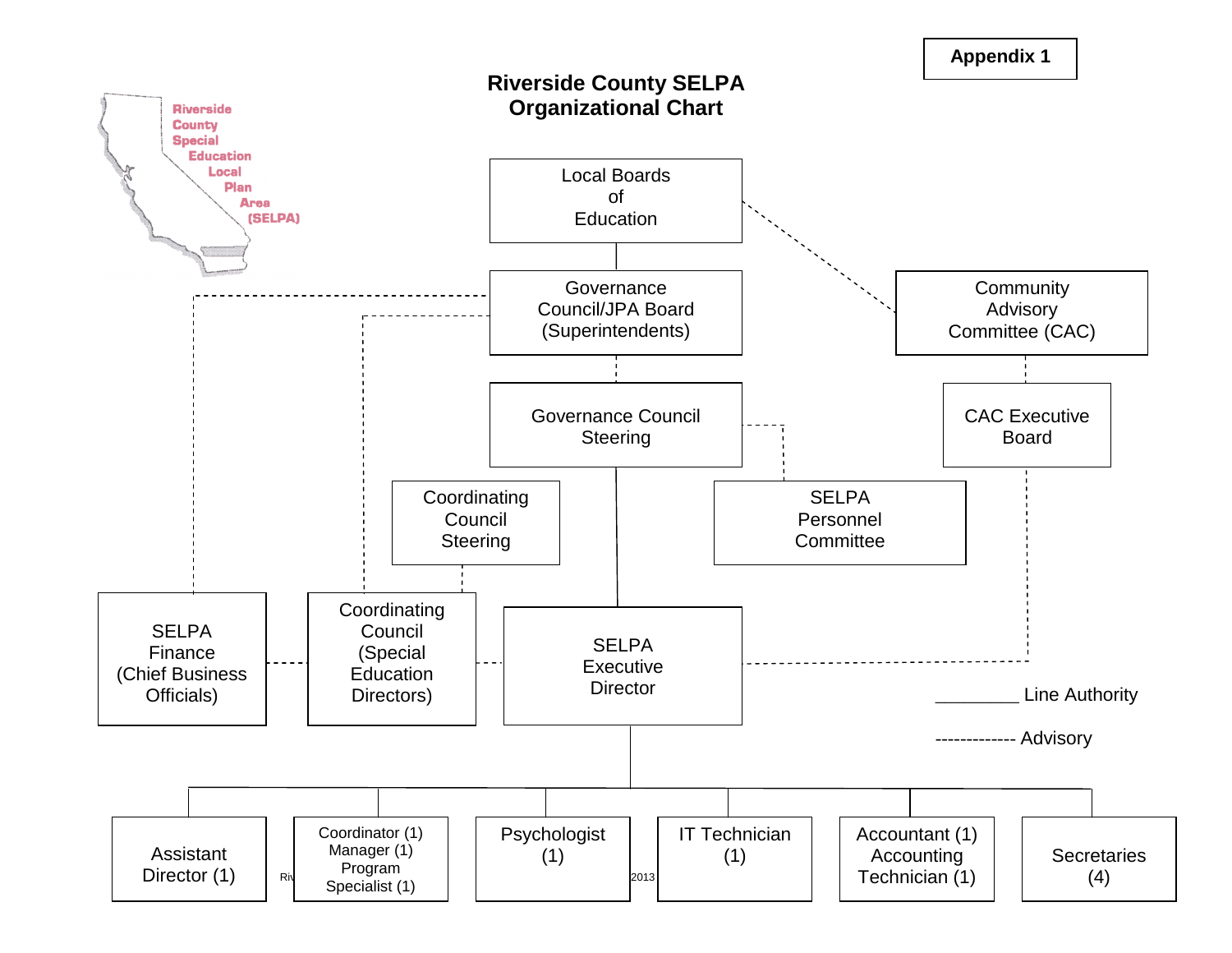**Appendix 1**

# Riverside County SELPA Organizational Chart

Riverside County Special Education Local Plan Area (SELPA)

- Local Boards of Education
- Governance Council/JPA Board (Superintendents)
- Community Advisory Committee (CAC)
- Governance Council Steering
- CAC Executive Board
- Coordinating Council Steering
- SELPA Personnel Committee
- SELPA Finance (Chief Business Officials)
- Coordinating Council (Special Education Directors)
- SELPA Executive Director
- Assistant Director (1)
- Coordinator (1) Manager (1) Program Specialist (1)
- Psychologist (1)
- IT Technician (1)
- Accountant (1) Accounting Technician (1)
- Secretaries (4)

________ Line Authority

------------- Advisory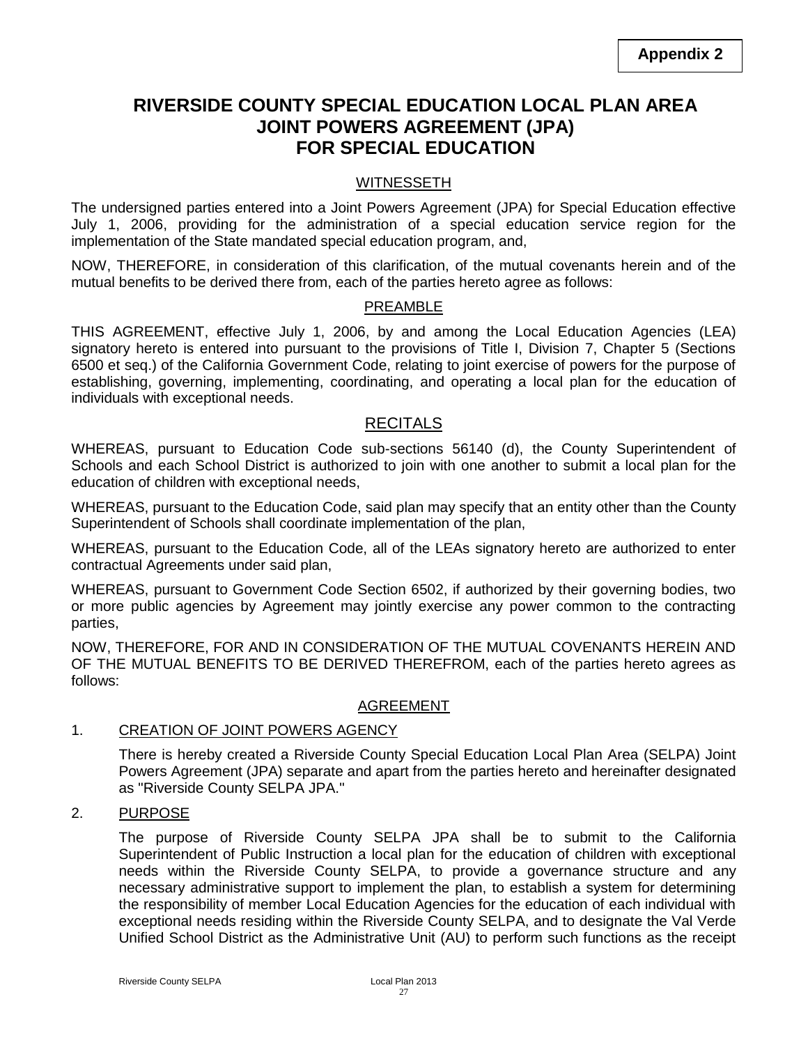**Appendix 2**

# RIVERSIDE COUNTY SPECIAL EDUCATION LOCAL PLAN AREA JOINT POWERS AGREEMENT (JPA) FOR SPECIAL EDUCATION

## WITNESSETH

The undersigned parties entered into a Joint Powers Agreement (JPA) for Special Education effective July 1, 2006, providing for the administration of a special education service region for the implementation of the State mandated special education program, and,

NOW, THEREFORE, in consideration of this clarification, of the mutual covenants herein and of the mutual benefits to be derived there from, each of the parties hereto agree as follows:

## PREAMBLE

THIS AGREEMENT, effective July 1, 2006, by and among the Local Education Agencies (LEA) signatory hereto is entered into pursuant to the provisions of Title I, Division 7, Chapter 5 (Sections 6500 et seq.) of the California Government Code, relating to joint exercise of powers for the purpose of establishing, governing, implementing, coordinating, and operating a local plan for the education of individuals with exceptional needs.

## RECITALS

WHEREAS, pursuant to Education Code sub-sections 56140 (d), the County Superintendent of Schools and each School District is authorized to join with one another to submit a local plan for the education of children with exceptional needs,

WHEREAS, pursuant to the Education Code, said plan may specify that an entity other than the County Superintendent of Schools shall coordinate implementation of the plan,

WHEREAS, pursuant to the Education Code, all of the LEAs signatory hereto are authorized to enter contractual Agreements under said plan,

WHEREAS, pursuant to Government Code Section 6502, if authorized by their governing bodies, two or more public agencies by Agreement may jointly exercise any power common to the contracting parties,

NOW, THEREFORE, FOR AND IN CONSIDERATION OF THE MUTUAL COVENANTS HEREIN AND OF THE MUTUAL BENEFITS TO BE DERIVED THEREFROM, each of the parties hereto agrees as follows:

## AGREEMENT

1. CREATION OF JOINT POWERS AGENCY

   There is hereby created a Riverside County Special Education Local Plan Area (SELPA) Joint Powers Agreement (JPA) separate and apart from the parties hereto and hereinafter designated as "Riverside County SELPA JPA."

2. PURPOSE

   The purpose of Riverside County SELPA JPA shall be to submit to the California Superintendent of Public Instruction a local plan for the education of children with exceptional needs within the Riverside County SELPA, to provide a governance structure and any necessary administrative support to implement the plan, to establish a system for determining the responsibility of member Local Education Agencies for the education of each individual with exceptional needs residing within the Riverside County SELPA, and to designate the Val Verde Unified School District as the Administrative Unit (AU) to perform such functions as the receipt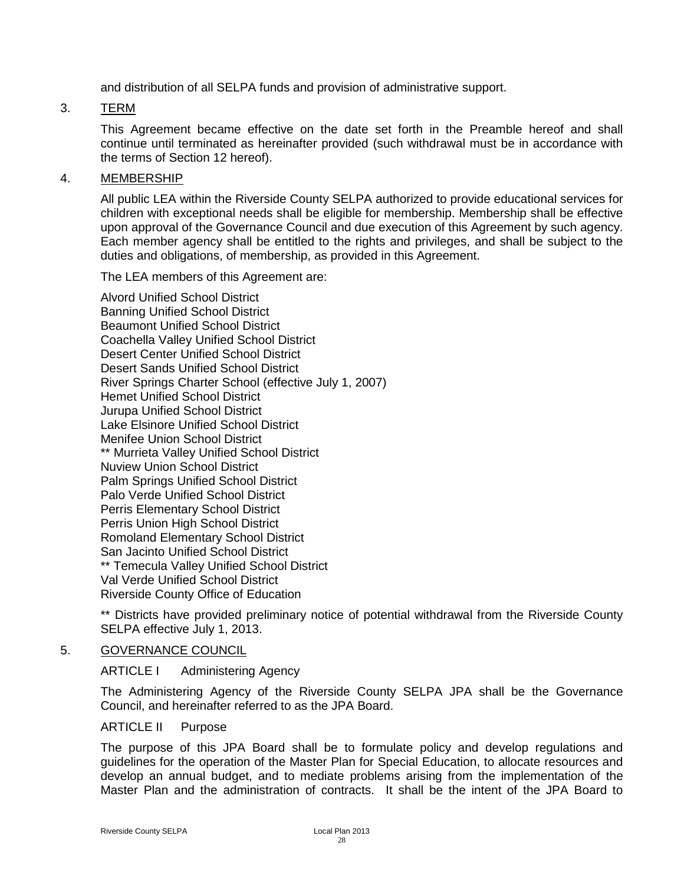and distribution of all SELPA funds and provision of administrative support.

3. TERM

This Agreement became effective on the date set forth in the Preamble hereof and shall continue until terminated as hereinafter provided (such withdrawal must be in accordance with the terms of Section 12 hereof).

4. MEMBERSHIP

All public LEA within the Riverside County SELPA authorized to provide educational services for children with exceptional needs shall be eligible for membership. Membership shall be effective upon approval of the Governance Council and due execution of this Agreement by such agency. Each member agency shall be entitled to the rights and privileges, and shall be subject to the duties and obligations, of membership, as provided in this Agreement.

The LEA members of this Agreement are:

Alvord Unified School District
Banning Unified School District
Beaumont Unified School District
Coachella Valley Unified School District
Desert Center Unified School District
Desert Sands Unified School District
River Springs Charter School (effective July 1, 2007)
Hemet Unified School District
Jurupa Unified School District
Lake Elsinore Unified School District
Menifee Union School District
** Murrieta Valley Unified School District
Nuview Union School District
Palm Springs Unified School District
Palo Verde Unified School District
Perris Elementary School District
Perris Union High School District
Romoland Elementary School District
San Jacinto Unified School District
** Temecula Valley Unified School District
Val Verde Unified School District
Riverside County Office of Education

** Districts have provided preliminary notice of potential withdrawal from the Riverside County SELPA effective July 1, 2013.

5. GOVERNANCE COUNCIL

ARTICLE I Administering Agency

The Administering Agency of the Riverside County SELPA JPA shall be the Governance Council, and hereinafter referred to as the JPA Board.

ARTICLE II Purpose

The purpose of this JPA Board shall be to formulate policy and develop regulations and guidelines for the operation of the Master Plan for Special Education, to allocate resources and develop an annual budget, and to mediate problems arising from the implementation of the Master Plan and the administration of contracts. It shall be the intent of the JPA Board to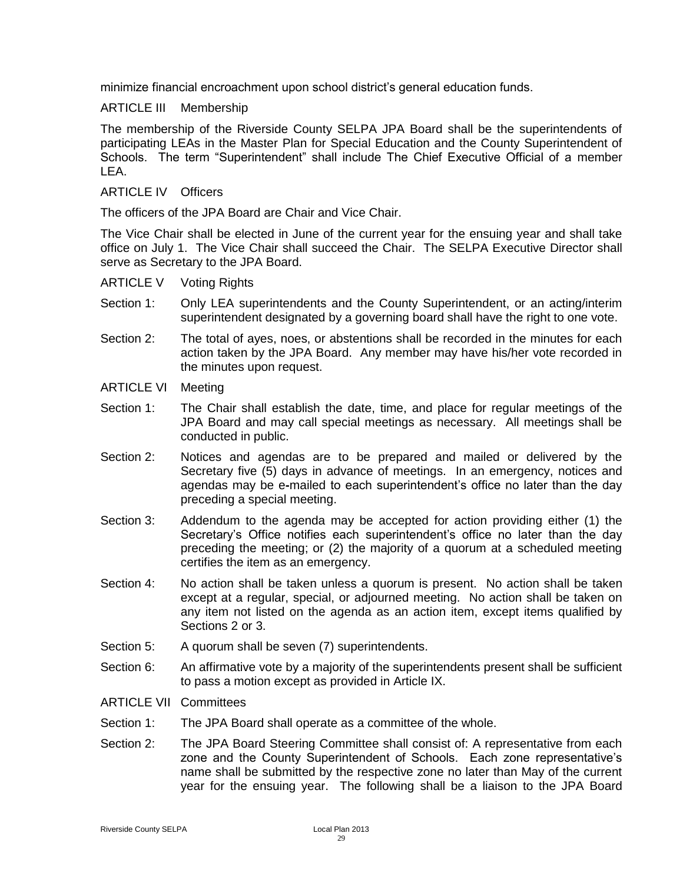minimize financial encroachment upon school district's general education funds.

ARTICLE III Membership

The membership of the Riverside County SELPA JPA Board shall be the superintendents of participating LEAs in the Master Plan for Special Education and the County Superintendent of Schools. The term "Superintendent" shall include The Chief Executive Official of a member LEA.

ARTICLE IV Officers

The officers of the JPA Board are Chair and Vice Chair.

The Vice Chair shall be elected in June of the current year for the ensuing year and shall take office on July 1. The Vice Chair shall succeed the Chair. The SELPA Executive Director shall serve as Secretary to the JPA Board.

ARTICLE V Voting Rights

Section 1: Only LEA superintendents and the County Superintendent, or an acting/interim superintendent designated by a governing board shall have the right to one vote.

Section 2: The total of ayes, noes, or abstentions shall be recorded in the minutes for each action taken by the JPA Board. Any member may have his/her vote recorded in the minutes upon request.

ARTICLE VI Meeting

Section 1: The Chair shall establish the date, time, and place for regular meetings of the JPA Board and may call special meetings as necessary. All meetings shall be conducted in public.

Section 2: Notices and agendas are to be prepared and mailed or delivered by the Secretary five (5) days in advance of meetings. In an emergency, notices and agendas may be e-mailed to each superintendent's office no later than the day preceding a special meeting.

Section 3: Addendum to the agenda may be accepted for action providing either (1) the Secretary's Office notifies each superintendent's office no later than the day preceding the meeting; or (2) the majority of a quorum at a scheduled meeting certifies the item as an emergency.

Section 4: No action shall be taken unless a quorum is present. No action shall be taken except at a regular, special, or adjourned meeting. No action shall be taken on any item not listed on the agenda as an action item, except items qualified by Sections 2 or 3.

Section 5: A quorum shall be seven (7) superintendents.

Section 6: An affirmative vote by a majority of the superintendents present shall be sufficient to pass a motion except as provided in Article IX.

ARTICLE VII Committees

Section 1: The JPA Board shall operate as a committee of the whole.

Section 2: The JPA Board Steering Committee shall consist of: A representative from each zone and the County Superintendent of Schools. Each zone representative's name shall be submitted by the respective zone no later than May of the current year for the ensuing year. The following shall be a liaison to the JPA Board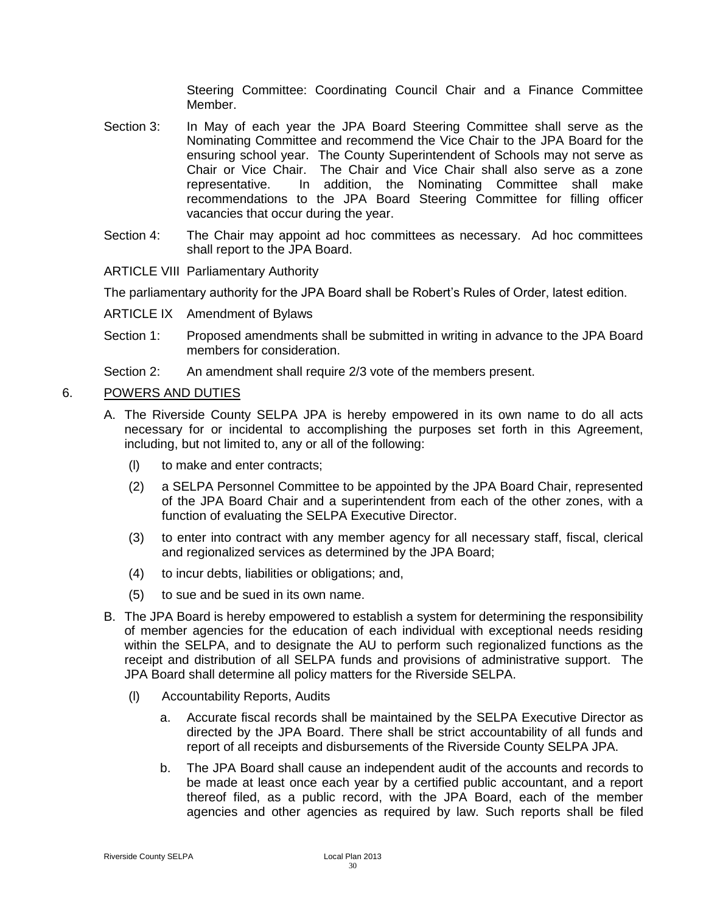Steering Committee: Coordinating Council Chair and a Finance Committee Member.

Section 3: In May of each year the JPA Board Steering Committee shall serve as the Nominating Committee and recommend the Vice Chair to the JPA Board for the ensuring school year. The County Superintendent of Schools may not serve as Chair or Vice Chair. The Chair and Vice Chair shall also serve as a zone representative. In addition, the Nominating Committee shall make recommendations to the JPA Board Steering Committee for filling officer vacancies that occur during the year.

Section 4: The Chair may appoint ad hoc committees as necessary. Ad hoc committees shall report to the JPA Board.

ARTICLE VIII Parliamentary Authority

The parliamentary authority for the JPA Board shall be Robert's Rules of Order, latest edition.

ARTICLE IX Amendment of Bylaws

Section 1: Proposed amendments shall be submitted in writing in advance to the JPA Board members for consideration.

Section 2: An amendment shall require 2/3 vote of the members present.

6. POWERS AND DUTIES

A. The Riverside County SELPA JPA is hereby empowered in its own name to do all acts necessary for or incidental to accomplishing the purposes set forth in this Agreement, including, but not limited to, any or all of the following:

   (l) to make and enter contracts;

   (2) a SELPA Personnel Committee to be appointed by the JPA Board Chair, represented of the JPA Board Chair and a superintendent from each of the other zones, with a function of evaluating the SELPA Executive Director.

   (3) to enter into contract with any member agency for all necessary staff, fiscal, clerical and regionalized services as determined by the JPA Board;

   (4) to incur debts, liabilities or obligations; and,

   (5) to sue and be sued in its own name.

B. The JPA Board is hereby empowered to establish a system for determining the responsibility of member agencies for the education of each individual with exceptional needs residing within the SELPA, and to designate the AU to perform such regionalized functions as the receipt and distribution of all SELPA funds and provisions of administrative support. The JPA Board shall determine all policy matters for the Riverside SELPA.

   (l) Accountability Reports, Audits

      a. Accurate fiscal records shall be maintained by the SELPA Executive Director as directed by the JPA Board. There shall be strict accountability of all funds and report of all receipts and disbursements of the Riverside County SELPA JPA.

      b. The JPA Board shall cause an independent audit of the accounts and records to be made at least once each year by a certified public accountant, and a report thereof filed, as a public record, with the JPA Board, each of the member agencies and other agencies as required by law. Such reports shall be filed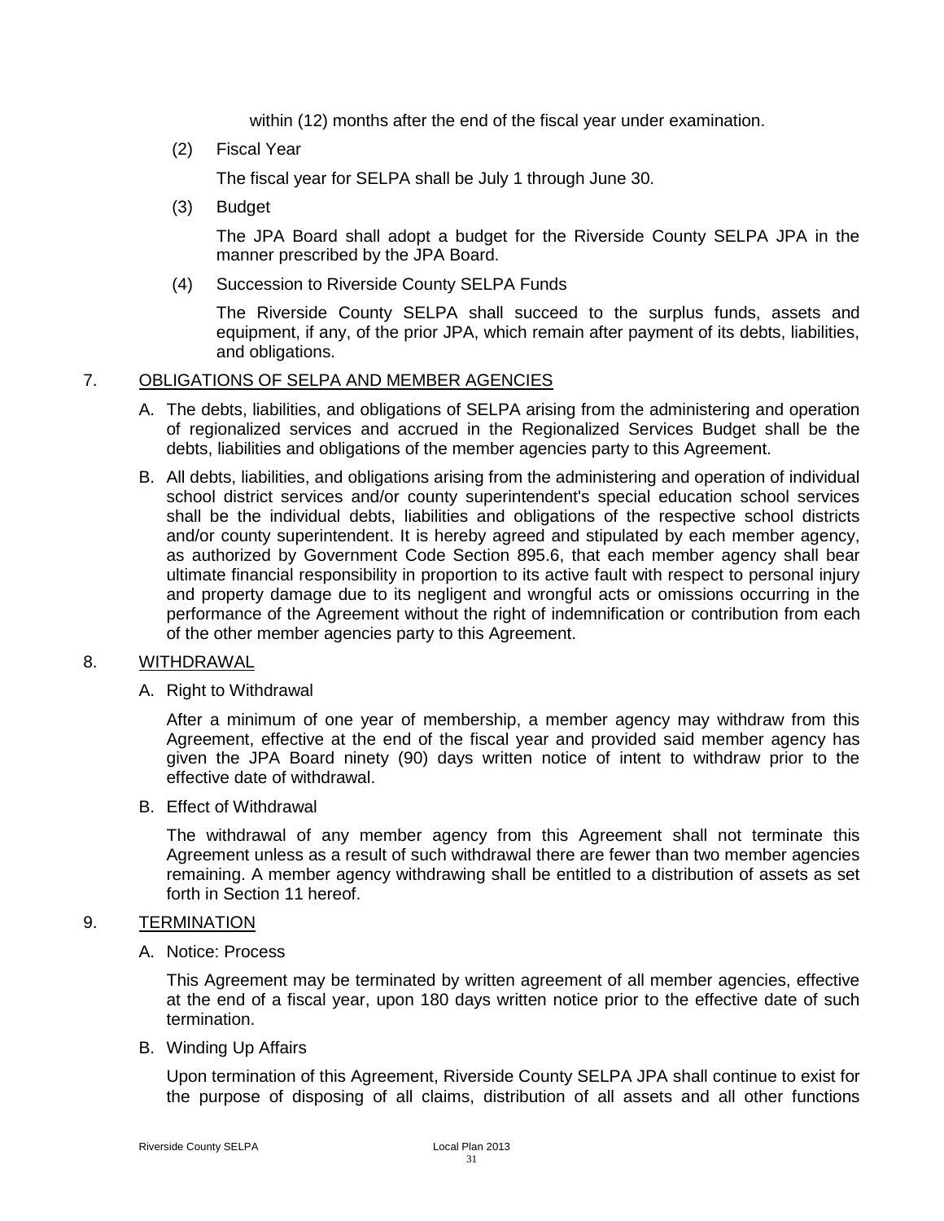within (12) months after the end of the fiscal year under examination.

(2) Fiscal Year

The fiscal year for SELPA shall be July 1 through June 30.

(3) Budget

The JPA Board shall adopt a budget for the Riverside County SELPA JPA in the manner prescribed by the JPA Board.

(4) Succession to Riverside County SELPA Funds

The Riverside County SELPA shall succeed to the surplus funds, assets and equipment, if any, of the prior JPA, which remain after payment of its debts, liabilities, and obligations.

## 7. <u>OBLIGATIONS OF SELPA AND MEMBER AGENCIES</u>

A. The debts, liabilities, and obligations of SELPA arising from the administering and operation of regionalized services and accrued in the Regionalized Services Budget shall be the debts, liabilities and obligations of the member agencies party to this Agreement.

B. All debts, liabilities, and obligations arising from the administering and operation of individual school district services and/or county superintendent's special education school services shall be the individual debts, liabilities and obligations of the respective school districts and/or county superintendent. It is hereby agreed and stipulated by each member agency, as authorized by Government Code Section 895.6, that each member agency shall bear ultimate financial responsibility in proportion to its active fault with respect to personal injury and property damage due to its negligent and wrongful acts or omissions occurring in the performance of the Agreement without the right of indemnification or contribution from each of the other member agencies party to this Agreement.

## 8. <u>WITHDRAWAL</u>

A. Right to Withdrawal

After a minimum of one year of membership, a member agency may withdraw from this Agreement, effective at the end of the fiscal year and provided said member agency has given the JPA Board ninety (90) days written notice of intent to withdraw prior to the effective date of withdrawal.

B. Effect of Withdrawal

The withdrawal of any member agency from this Agreement shall not terminate this Agreement unless as a result of such withdrawal there are fewer than two member agencies remaining. A member agency withdrawing shall be entitled to a distribution of assets as set forth in Section 11 hereof.

## 9. <u>TERMINATION</u>

A. Notice: Process

This Agreement may be terminated by written agreement of all member agencies, effective at the end of a fiscal year, upon 180 days written notice prior to the effective date of such termination.

B. Winding Up Affairs

Upon termination of this Agreement, Riverside County SELPA JPA shall continue to exist for the purpose of disposing of all claims, distribution of all assets and all other functions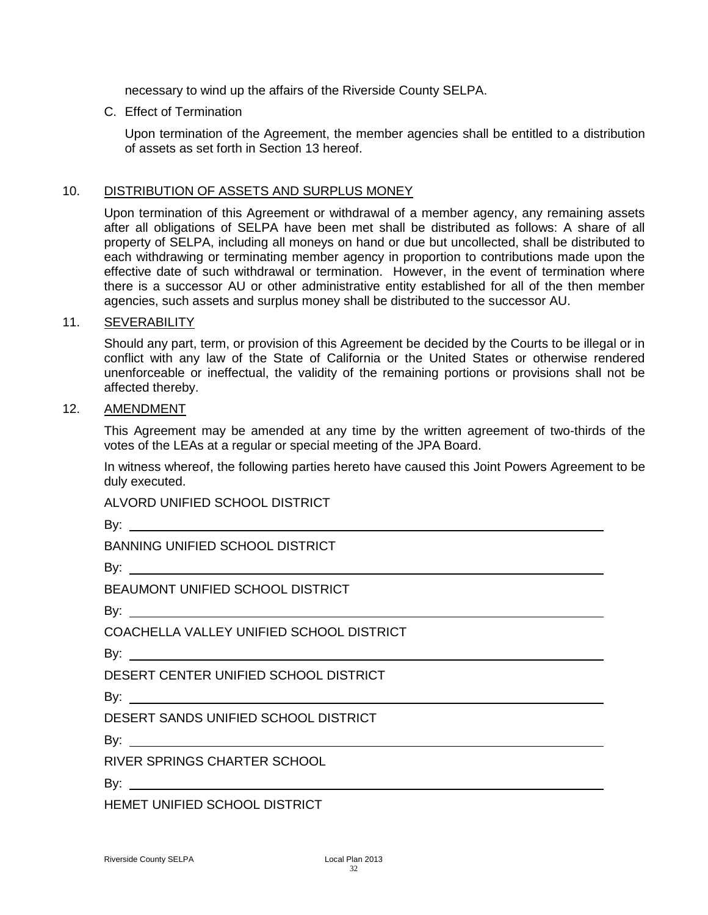necessary to wind up the affairs of the Riverside County SELPA.

C. Effect of Termination

Upon termination of the Agreement, the member agencies shall be entitled to a distribution of assets as set forth in Section 13 hereof.

## 10. DISTRIBUTION OF ASSETS AND SURPLUS MONEY

Upon termination of this Agreement or withdrawal of a member agency, any remaining assets after all obligations of SELPA have been met shall be distributed as follows: A share of all property of SELPA, including all moneys on hand or due but uncollected, shall be distributed to each withdrawing or terminating member agency in proportion to contributions made upon the effective date of such withdrawal or termination. However, in the event of termination where there is a successor AU or other administrative entity established for all of the then member agencies, such assets and surplus money shall be distributed to the successor AU.

## 11. SEVERABILITY

Should any part, term, or provision of this Agreement be decided by the Courts to be illegal or in conflict with any law of the State of California or the United States or otherwise rendered unenforceable or ineffectual, the validity of the remaining portions or provisions shall not be affected thereby.

## 12. AMENDMENT

This Agreement may be amended at any time by the written agreement of two-thirds of the votes of the LEAs at a regular or special meeting of the JPA Board.

In witness whereof, the following parties hereto have caused this Joint Powers Agreement to be duly executed.

ALVORD UNIFIED SCHOOL DISTRICT

By: ______________________________

BANNING UNIFIED SCHOOL DISTRICT

By: ______________________________

BEAUMONT UNIFIED SCHOOL DISTRICT

By: ______________________________

COACHELLA VALLEY UNIFIED SCHOOL DISTRICT

By: ______________________________

DESERT CENTER UNIFIED SCHOOL DISTRICT

By: ______________________________

DESERT SANDS UNIFIED SCHOOL DISTRICT

By: ______________________________

RIVER SPRINGS CHARTER SCHOOL

By: ______________________________

HEMET UNIFIED SCHOOL DISTRICT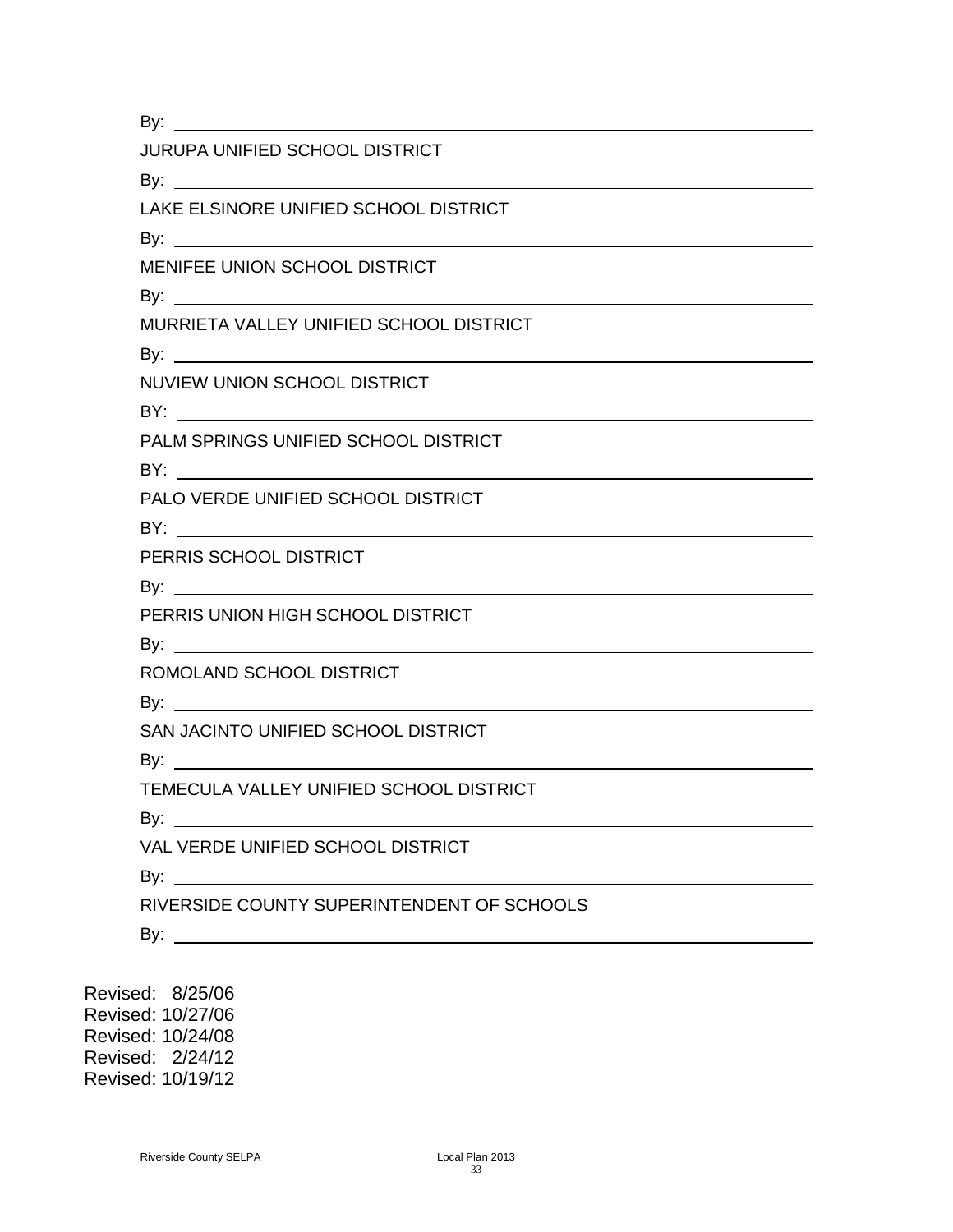By: \_\_\_\_\_\_\_\_\_\_\_\_\_\_\_\_\_\_\_\_\_\_\_\_\_\_\_\_\_\_\_\_\_\_\_\_\_\_\_\_

JURUPA UNIFIED SCHOOL DISTRICT

By: \_\_\_\_\_\_\_\_\_\_\_\_\_\_\_\_\_\_\_\_\_\_\_\_\_\_\_\_\_\_\_\_\_\_\_\_\_\_\_\_

LAKE ELSINORE UNIFIED SCHOOL DISTRICT

By: \_\_\_\_\_\_\_\_\_\_\_\_\_\_\_\_\_\_\_\_\_\_\_\_\_\_\_\_\_\_\_\_\_\_\_\_\_\_\_\_

MENIFEE UNION SCHOOL DISTRICT

By: \_\_\_\_\_\_\_\_\_\_\_\_\_\_\_\_\_\_\_\_\_\_\_\_\_\_\_\_\_\_\_\_\_\_\_\_\_\_\_\_

MURRIETA VALLEY UNIFIED SCHOOL DISTRICT

By: \_\_\_\_\_\_\_\_\_\_\_\_\_\_\_\_\_\_\_\_\_\_\_\_\_\_\_\_\_\_\_\_\_\_\_\_\_\_\_\_

NUVIEW UNION SCHOOL DISTRICT

BY: \_\_\_\_\_\_\_\_\_\_\_\_\_\_\_\_\_\_\_\_\_\_\_\_\_\_\_\_\_\_\_\_\_\_\_\_\_\_\_\_

PALM SPRINGS UNIFIED SCHOOL DISTRICT

BY: \_\_\_\_\_\_\_\_\_\_\_\_\_\_\_\_\_\_\_\_\_\_\_\_\_\_\_\_\_\_\_\_\_\_\_\_\_\_\_\_

PALO VERDE UNIFIED SCHOOL DISTRICT

BY: \_\_\_\_\_\_\_\_\_\_\_\_\_\_\_\_\_\_\_\_\_\_\_\_\_\_\_\_\_\_\_\_\_\_\_\_\_\_\_\_

PERRIS SCHOOL DISTRICT

By: \_\_\_\_\_\_\_\_\_\_\_\_\_\_\_\_\_\_\_\_\_\_\_\_\_\_\_\_\_\_\_\_\_\_\_\_\_\_\_\_

PERRIS UNION HIGH SCHOOL DISTRICT

By: \_\_\_\_\_\_\_\_\_\_\_\_\_\_\_\_\_\_\_\_\_\_\_\_\_\_\_\_\_\_\_\_\_\_\_\_\_\_\_\_

ROMOLAND SCHOOL DISTRICT

By: \_\_\_\_\_\_\_\_\_\_\_\_\_\_\_\_\_\_\_\_\_\_\_\_\_\_\_\_\_\_\_\_\_\_\_\_\_\_\_\_

SAN JACINTO UNIFIED SCHOOL DISTRICT

By: \_\_\_\_\_\_\_\_\_\_\_\_\_\_\_\_\_\_\_\_\_\_\_\_\_\_\_\_\_\_\_\_\_\_\_\_\_\_\_\_

TEMECULA VALLEY UNIFIED SCHOOL DISTRICT

By: \_\_\_\_\_\_\_\_\_\_\_\_\_\_\_\_\_\_\_\_\_\_\_\_\_\_\_\_\_\_\_\_\_\_\_\_\_\_\_\_

VAL VERDE UNIFIED SCHOOL DISTRICT

By: \_\_\_\_\_\_\_\_\_\_\_\_\_\_\_\_\_\_\_\_\_\_\_\_\_\_\_\_\_\_\_\_\_\_\_\_\_\_\_\_

RIVERSIDE COUNTY SUPERINTENDENT OF SCHOOLS

By: \_\_\_\_\_\_\_\_\_\_\_\_\_\_\_\_\_\_\_\_\_\_\_\_\_\_\_\_\_\_\_\_\_\_\_\_\_\_\_\_

Revised: 8/25/06
Revised: 10/27/06
Revised: 10/24/08
Revised: 2/24/12
Revised: 10/19/12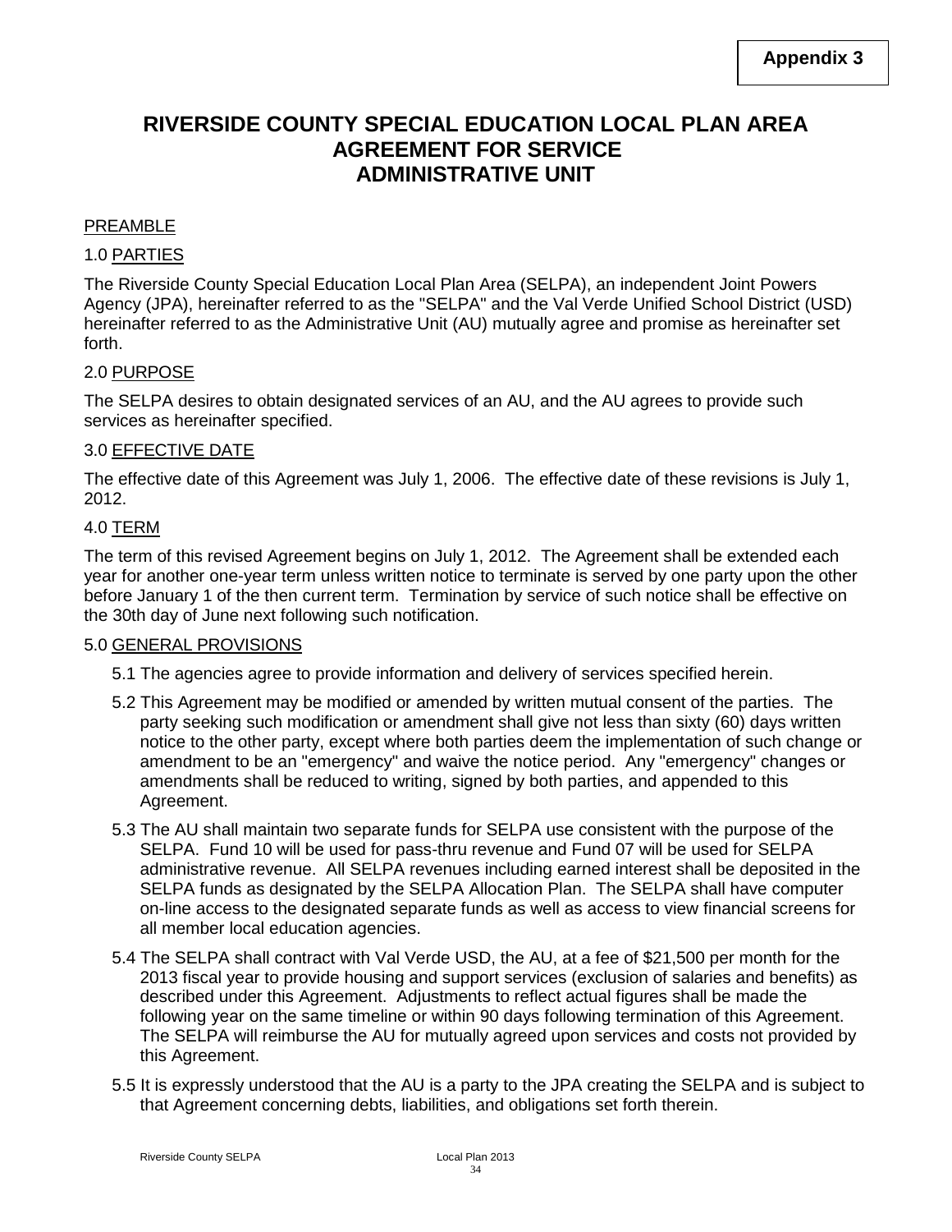**Appendix 3**

# RIVERSIDE COUNTY SPECIAL EDUCATION LOCAL PLAN AREA AGREEMENT FOR SERVICE ADMINISTRATIVE UNIT

PREAMBLE

1.0 PARTIES

The Riverside County Special Education Local Plan Area (SELPA), an independent Joint Powers Agency (JPA), hereinafter referred to as the "SELPA" and the Val Verde Unified School District (USD) hereinafter referred to as the Administrative Unit (AU) mutually agree and promise as hereinafter set forth.

2.0 PURPOSE

The SELPA desires to obtain designated services of an AU, and the AU agrees to provide such services as hereinafter specified.

3.0 EFFECTIVE DATE

The effective date of this Agreement was July 1, 2006. The effective date of these revisions is July 1, 2012.

4.0 TERM

The term of this revised Agreement begins on July 1, 2012. The Agreement shall be extended each year for another one-year term unless written notice to terminate is served by one party upon the other before January 1 of the then current term. Termination by service of such notice shall be effective on the 30th day of June next following such notification.

5.0 GENERAL PROVISIONS

5.1 The agencies agree to provide information and delivery of services specified herein.

5.2 This Agreement may be modified or amended by written mutual consent of the parties. The party seeking such modification or amendment shall give not less than sixty (60) days written notice to the other party, except where both parties deem the implementation of such change or amendment to be an "emergency" and waive the notice period. Any "emergency" changes or amendments shall be reduced to writing, signed by both parties, and appended to this Agreement.

5.3 The AU shall maintain two separate funds for SELPA use consistent with the purpose of the SELPA. Fund 10 will be used for pass-thru revenue and Fund 07 will be used for SELPA administrative revenue. All SELPA revenues including earned interest shall be deposited in the SELPA funds as designated by the SELPA Allocation Plan. The SELPA shall have computer on-line access to the designated separate funds as well as access to view financial screens for all member local education agencies.

5.4 The SELPA shall contract with Val Verde USD, the AU, at a fee of $21,500 per month for the 2013 fiscal year to provide housing and support services (exclusion of salaries and benefits) as described under this Agreement. Adjustments to reflect actual figures shall be made the following year on the same timeline or within 90 days following termination of this Agreement. The SELPA will reimburse the AU for mutually agreed upon services and costs not provided by this Agreement.

5.5 It is expressly understood that the AU is a party to the JPA creating the SELPA and is subject to that Agreement concerning debts, liabilities, and obligations set forth therein.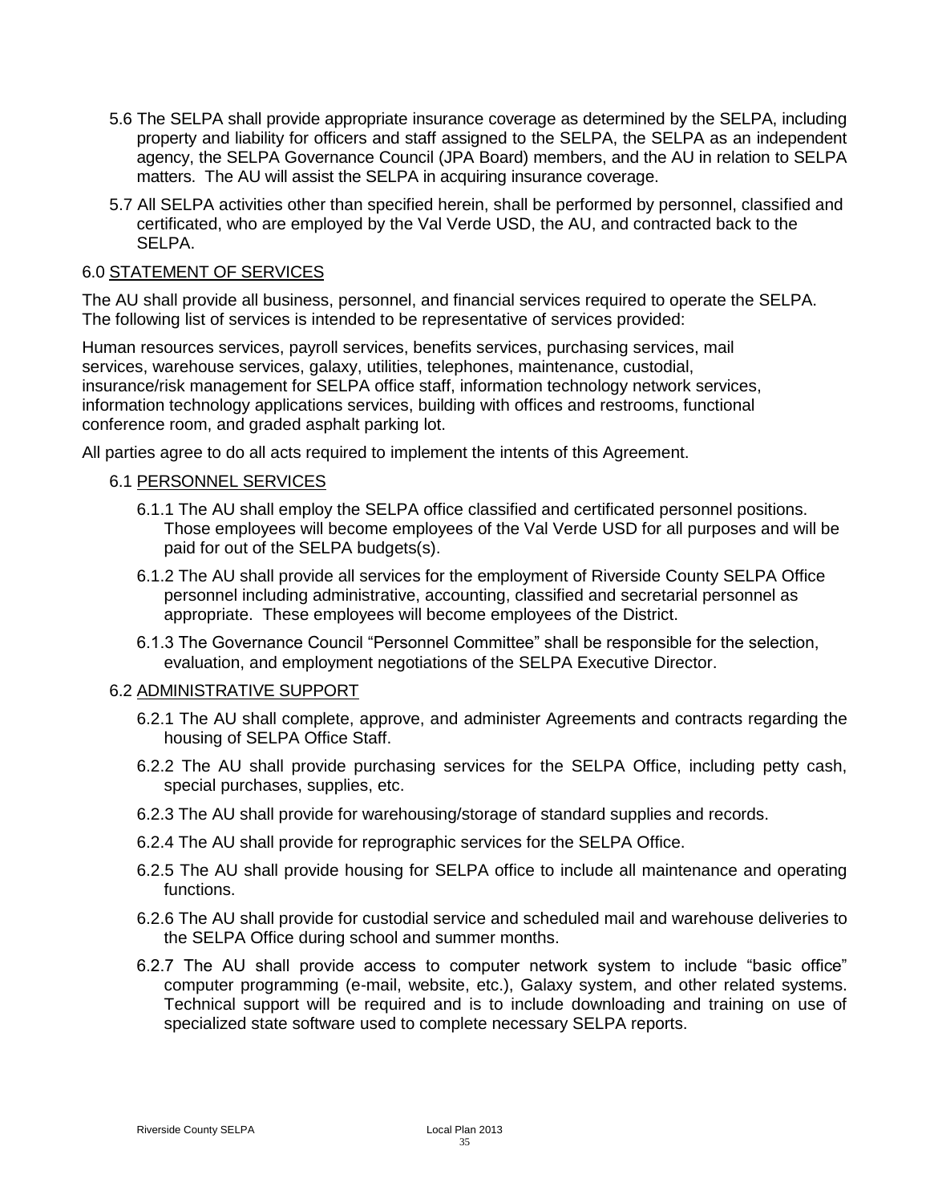5.6 The SELPA shall provide appropriate insurance coverage as determined by the SELPA, including property and liability for officers and staff assigned to the SELPA, the SELPA as an independent agency, the SELPA Governance Council (JPA Board) members, and the AU in relation to SELPA matters. The AU will assist the SELPA in acquiring insurance coverage.

5.7 All SELPA activities other than specified herein, shall be performed by personnel, classified and certificated, who are employed by the Val Verde USD, the AU, and contracted back to the SELPA.

6.0 STATEMENT OF SERVICES

The AU shall provide all business, personnel, and financial services required to operate the SELPA. The following list of services is intended to be representative of services provided:

Human resources services, payroll services, benefits services, purchasing services, mail services, warehouse services, galaxy, utilities, telephones, maintenance, custodial, insurance/risk management for SELPA office staff, information technology network services, information technology applications services, building with offices and restrooms, functional conference room, and graded asphalt parking lot.

All parties agree to do all acts required to implement the intents of this Agreement.

6.1 PERSONNEL SERVICES

6.1.1 The AU shall employ the SELPA office classified and certificated personnel positions. Those employees will become employees of the Val Verde USD for all purposes and will be paid for out of the SELPA budgets(s).

6.1.2 The AU shall provide all services for the employment of Riverside County SELPA Office personnel including administrative, accounting, classified and secretarial personnel as appropriate. These employees will become employees of the District.

6.1.3 The Governance Council "Personnel Committee" shall be responsible for the selection, evaluation, and employment negotiations of the SELPA Executive Director.

6.2 ADMINISTRATIVE SUPPORT

6.2.1 The AU shall complete, approve, and administer Agreements and contracts regarding the housing of SELPA Office Staff.

6.2.2 The AU shall provide purchasing services for the SELPA Office, including petty cash, special purchases, supplies, etc.

6.2.3 The AU shall provide for warehousing/storage of standard supplies and records.

6.2.4 The AU shall provide for reprographic services for the SELPA Office.

6.2.5 The AU shall provide housing for SELPA office to include all maintenance and operating functions.

6.2.6 The AU shall provide for custodial service and scheduled mail and warehouse deliveries to the SELPA Office during school and summer months.

6.2.7 The AU shall provide access to computer network system to include "basic office" computer programming (e-mail, website, etc.), Galaxy system, and other related systems. Technical support will be required and is to include downloading and training on use of specialized state software used to complete necessary SELPA reports.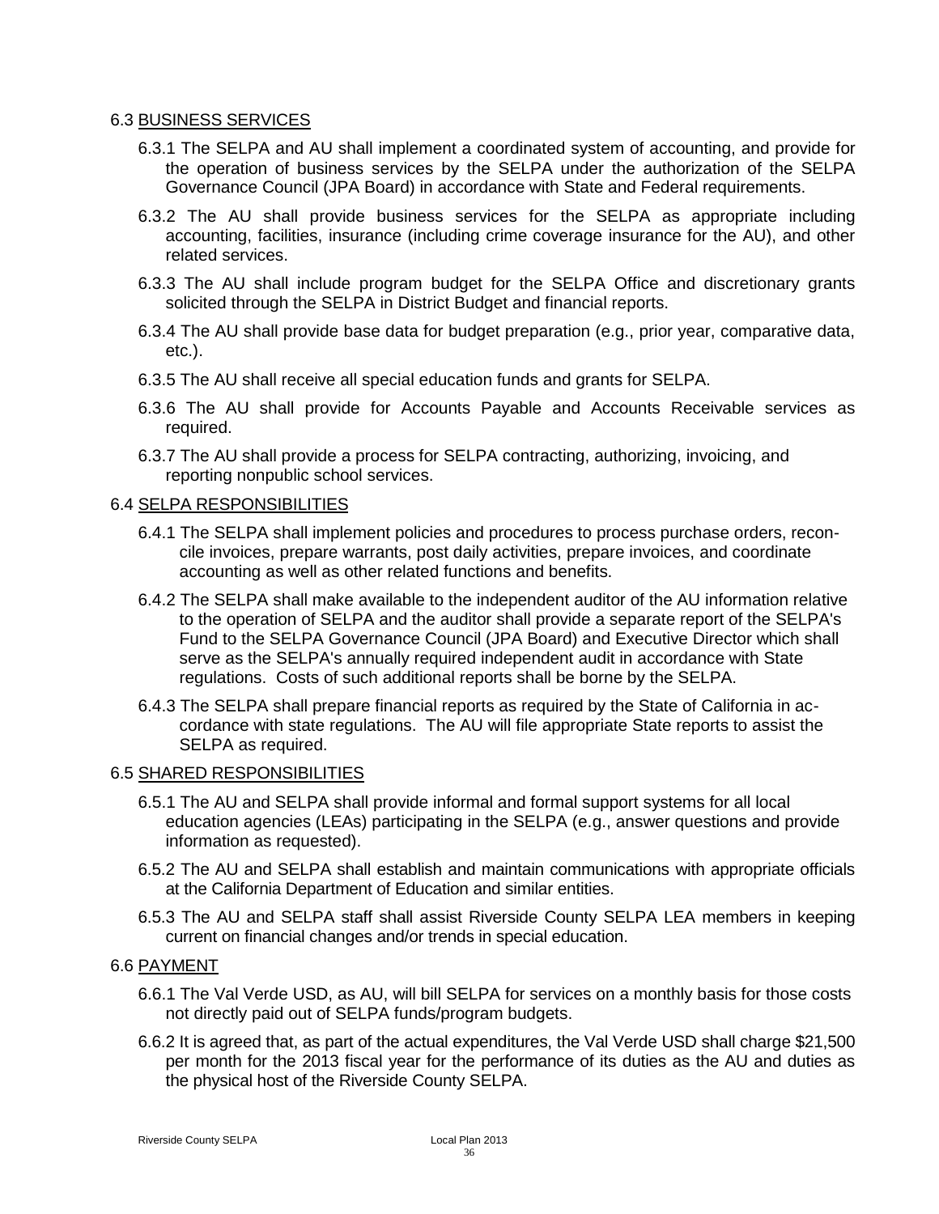### 6.3 <u>BUSINESS SERVICES</u>

6.3.1 The SELPA and AU shall implement a coordinated system of accounting, and provide for the operation of business services by the SELPA under the authorization of the SELPA Governance Council (JPA Board) in accordance with State and Federal requirements.

6.3.2 The AU shall provide business services for the SELPA as appropriate including accounting, facilities, insurance (including crime coverage insurance for the AU), and other related services.

6.3.3 The AU shall include program budget for the SELPA Office and discretionary grants solicited through the SELPA in District Budget and financial reports.

6.3.4 The AU shall provide base data for budget preparation (e.g., prior year, comparative data, etc.).

6.3.5 The AU shall receive all special education funds and grants for SELPA.

6.3.6 The AU shall provide for Accounts Payable and Accounts Receivable services as required.

6.3.7 The AU shall provide a process for SELPA contracting, authorizing, invoicing, and reporting nonpublic school services.

### 6.4 <u>SELPA RESPONSIBILITIES</u>

6.4.1 The SELPA shall implement policies and procedures to process purchase orders, reconcile invoices, prepare warrants, post daily activities, prepare invoices, and coordinate accounting as well as other related functions and benefits.

6.4.2 The SELPA shall make available to the independent auditor of the AU information relative to the operation of SELPA and the auditor shall provide a separate report of the SELPA's Fund to the SELPA Governance Council (JPA Board) and Executive Director which shall serve as the SELPA's annually required independent audit in accordance with State regulations. Costs of such additional reports shall be borne by the SELPA.

6.4.3 The SELPA shall prepare financial reports as required by the State of California in accordance with state regulations. The AU will file appropriate State reports to assist the SELPA as required.

### 6.5 <u>SHARED RESPONSIBILITIES</u>

6.5.1 The AU and SELPA shall provide informal and formal support systems for all local education agencies (LEAs) participating in the SELPA (e.g., answer questions and provide information as requested).

6.5.2 The AU and SELPA shall establish and maintain communications with appropriate officials at the California Department of Education and similar entities.

6.5.3 The AU and SELPA staff shall assist Riverside County SELPA LEA members in keeping current on financial changes and/or trends in special education.

### 6.6 <u>PAYMENT</u>

6.6.1 The Val Verde USD, as AU, will bill SELPA for services on a monthly basis for those costs not directly paid out of SELPA funds/program budgets.

6.6.2 It is agreed that, as part of the actual expenditures, the Val Verde USD shall charge $21,500 per month for the 2013 fiscal year for the performance of its duties as the AU and duties as the physical host of the Riverside County SELPA.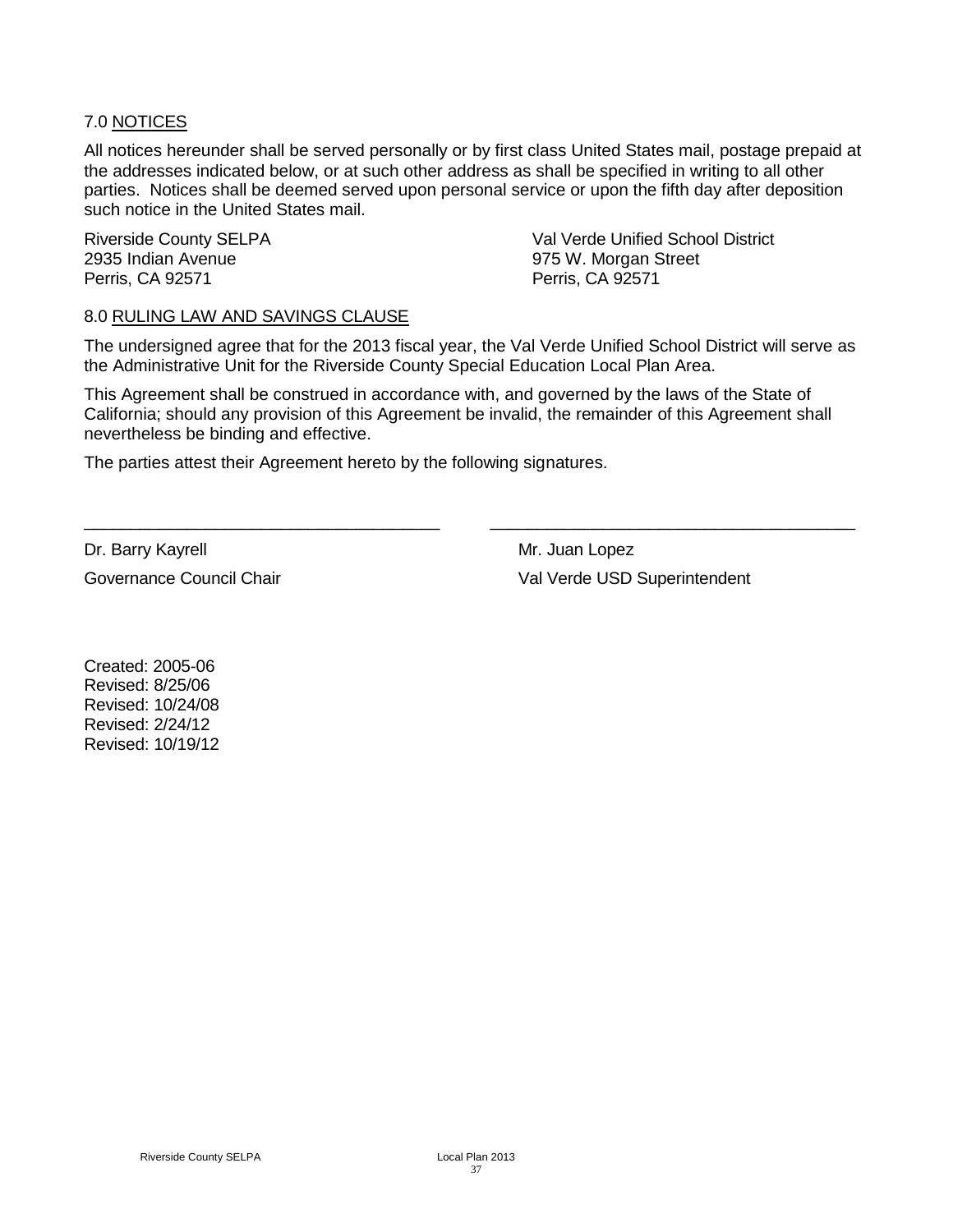7.0 <u>NOTICES</u>

All notices hereunder shall be served personally or by first class United States mail, postage prepaid at the addresses indicated below, or at such other address as shall be specified in writing to all other parties. Notices shall be deemed served upon personal service or upon the fifth day after deposition such notice in the United States mail.

Riverside County SELPA
2935 Indian Avenue
Perris, CA 92571

Val Verde Unified School District
975 W. Morgan Street
Perris, CA 92571

8.0 <u>RULING LAW AND SAVINGS CLAUSE</u>

The undersigned agree that for the 2013 fiscal year, the Val Verde Unified School District will serve as the Administrative Unit for the Riverside County Special Education Local Plan Area.

This Agreement shall be construed in accordance with, and governed by the laws of the State of California; should any provision of this Agreement be invalid, the remainder of this Agreement shall nevertheless be binding and effective.

The parties attest their Agreement hereto by the following signatures.

_____________________________________

Dr. Barry Kayrell
Governance Council Chair

_____________________________________

Mr. Juan Lopez
Val Verde USD Superintendent

Created: 2005-06
Revised: 8/25/06
Revised: 10/24/08
Revised: 2/24/12
Revised: 10/19/12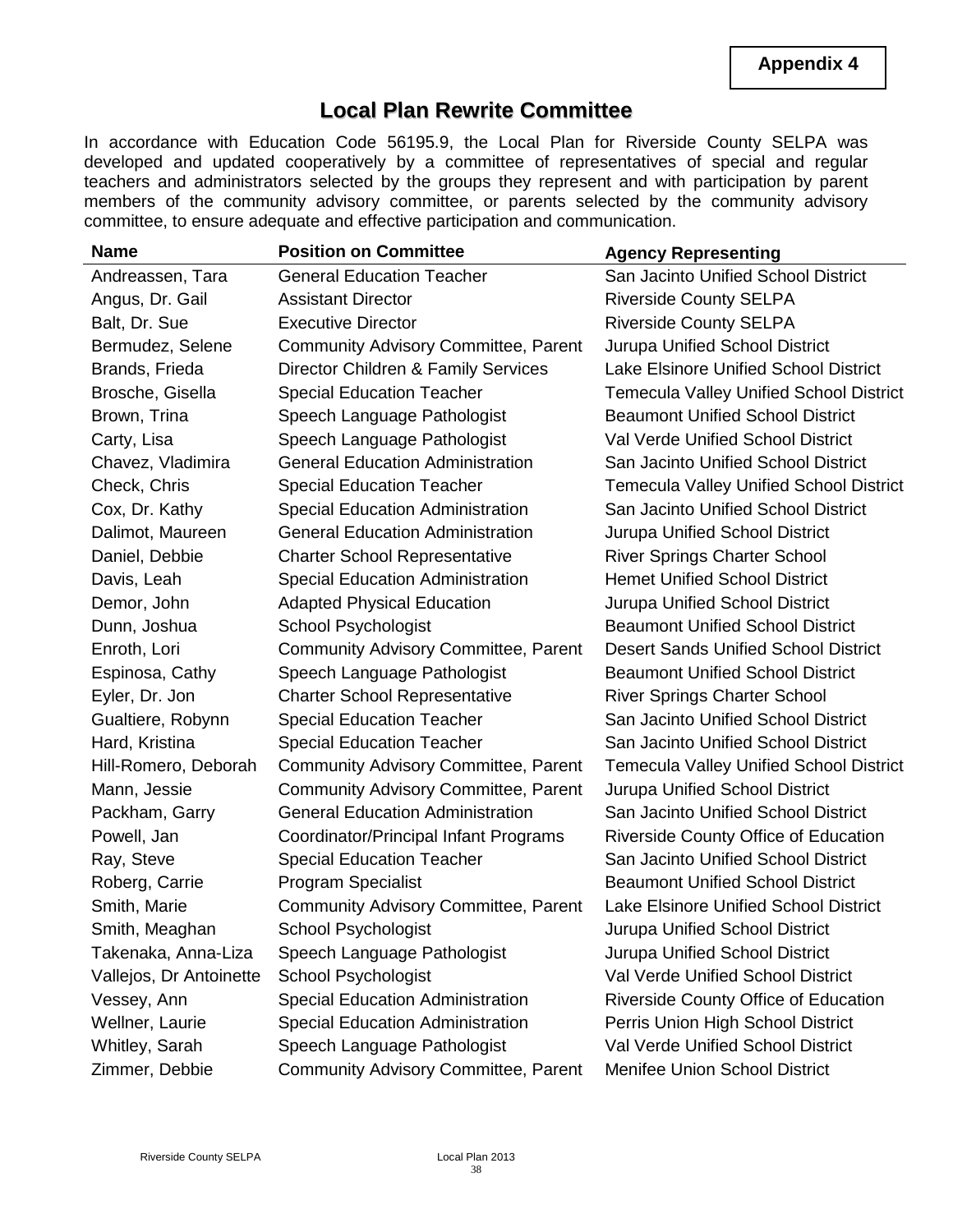**Appendix 4**

# Local Plan Rewrite Committee

In accordance with Education Code 56195.9, the Local Plan for Riverside County SELPA was developed and updated cooperatively by a committee of representatives of special and regular teachers and administrators selected by the groups they represent and with participation by parent members of the community advisory committee, or parents selected by the community advisory committee, to ensure adequate and effective participation and communication.

| Name | Position on Committee | Agency Representing |
|---|---|---|
| Andreassen, Tara | General Education Teacher | San Jacinto Unified School District |
| Angus, Dr. Gail | Assistant Director | Riverside County SELPA |
| Balt, Dr. Sue | Executive Director | Riverside County SELPA |
| Bermudez, Selene | Community Advisory Committee, Parent | Jurupa Unified School District |
| Brands, Frieda | Director Children & Family Services | Lake Elsinore Unified School District |
| Brosche, Gisella | Special Education Teacher | Temecula Valley Unified School District |
| Brown, Trina | Speech Language Pathologist | Beaumont Unified School District |
| Carty, Lisa | Speech Language Pathologist | Val Verde Unified School District |
| Chavez, Vladimira | General Education Administration | San Jacinto Unified School District |
| Check, Chris | Special Education Teacher | Temecula Valley Unified School District |
| Cox, Dr. Kathy | Special Education Administration | San Jacinto Unified School District |
| Dalimot, Maureen | General Education Administration | Jurupa Unified School District |
| Daniel, Debbie | Charter School Representative | River Springs Charter School |
| Davis, Leah | Special Education Administration | Hemet Unified School District |
| Demor, John | Adapted Physical Education | Jurupa Unified School District |
| Dunn, Joshua | School Psychologist | Beaumont Unified School District |
| Enroth, Lori | Community Advisory Committee, Parent | Desert Sands Unified School District |
| Espinosa, Cathy | Speech Language Pathologist | Beaumont Unified School District |
| Eyler, Dr. Jon | Charter School Representative | River Springs Charter School |
| Gualtiere, Robynn | Special Education Teacher | San Jacinto Unified School District |
| Hard, Kristina | Special Education Teacher | San Jacinto Unified School District |
| Hill-Romero, Deborah | Community Advisory Committee, Parent | Temecula Valley Unified School District |
| Mann, Jessie | Community Advisory Committee, Parent | Jurupa Unified School District |
| Packham, Garry | General Education Administration | San Jacinto Unified School District |
| Powell, Jan | Coordinator/Principal Infant Programs | Riverside County Office of Education |
| Ray, Steve | Special Education Teacher | San Jacinto Unified School District |
| Roberg, Carrie | Program Specialist | Beaumont Unified School District |
| Smith, Marie | Community Advisory Committee, Parent | Lake Elsinore Unified School District |
| Smith, Meaghan | School Psychologist | Jurupa Unified School District |
| Takenaka, Anna-Liza | Speech Language Pathologist | Jurupa Unified School District |
| Vallejos, Dr Antoinette | School Psychologist | Val Verde Unified School District |
| Vessey, Ann | Special Education Administration | Riverside County Office of Education |
| Wellner, Laurie | Special Education Administration | Perris Union High School District |
| Whitley, Sarah | Speech Language Pathologist | Val Verde Unified School District |
| Zimmer, Debbie | Community Advisory Committee, Parent | Menifee Union School District |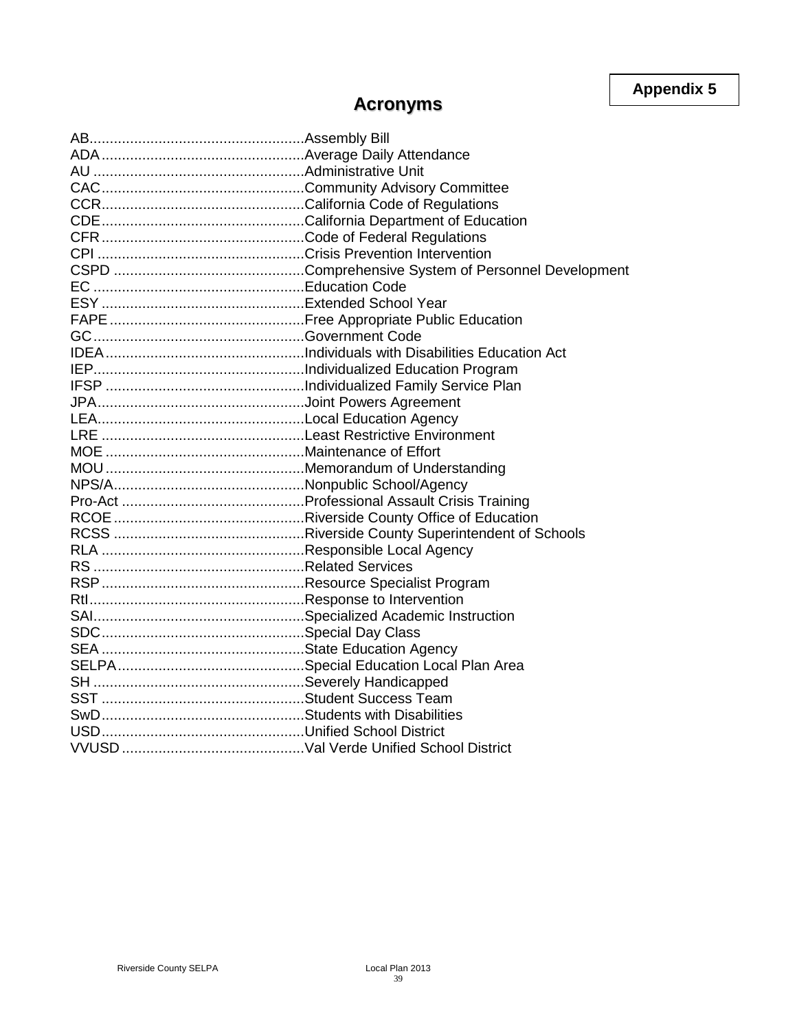**Appendix 5**

# Acronyms

AB....................................................Assembly Bill
ADA.................................................Average Daily Attendance
AU ...................................................Administrative Unit
CAC.................................................Community Advisory Committee
CCR.................................................California Code of Regulations
CDE.................................................California Department of Education
CFR.................................................Code of Federal Regulations
CPI ..................................................Crisis Prevention Intervention
CSPD ..............................................Comprehensive System of Personnel Development
EC ...................................................Education Code
ESY .................................................Extended School Year
FAPE...............................................Free Appropriate Public Education
GC...................................................Government Code
IDEA................................................Individuals with Disabilities Education Act
IEP...................................................Individualized Education Program
IFSP ................................................Individualized Family Service Plan
JPA..................................................Joint Powers Agreement
LEA..................................................Local Education Agency
LRE .................................................Least Restrictive Environment
MOE ................................................Maintenance of Effort
MOU................................................Memorandum of Understanding
NPS/A..............................................Nonpublic School/Agency
Pro-Act ............................................Professional Assault Crisis Training
RCOE..............................................Riverside County Office of Education
RCSS ..............................................Riverside County Superintendent of Schools
RLA .................................................Responsible Local Agency
RS ...................................................Related Services
RSP.................................................Resource Specialist Program
RtI....................................................Response to Intervention
SAI...................................................Specialized Academic Instruction
SDC.................................................Special Day Class
SEA .................................................State Education Agency
SELPA.............................................Special Education Local Plan Area
SH ...................................................Severely Handicapped
SST .................................................Student Success Team
SwD.................................................Students with Disabilities
USD.................................................Unified School District
VVUSD ............................................Val Verde Unified School District